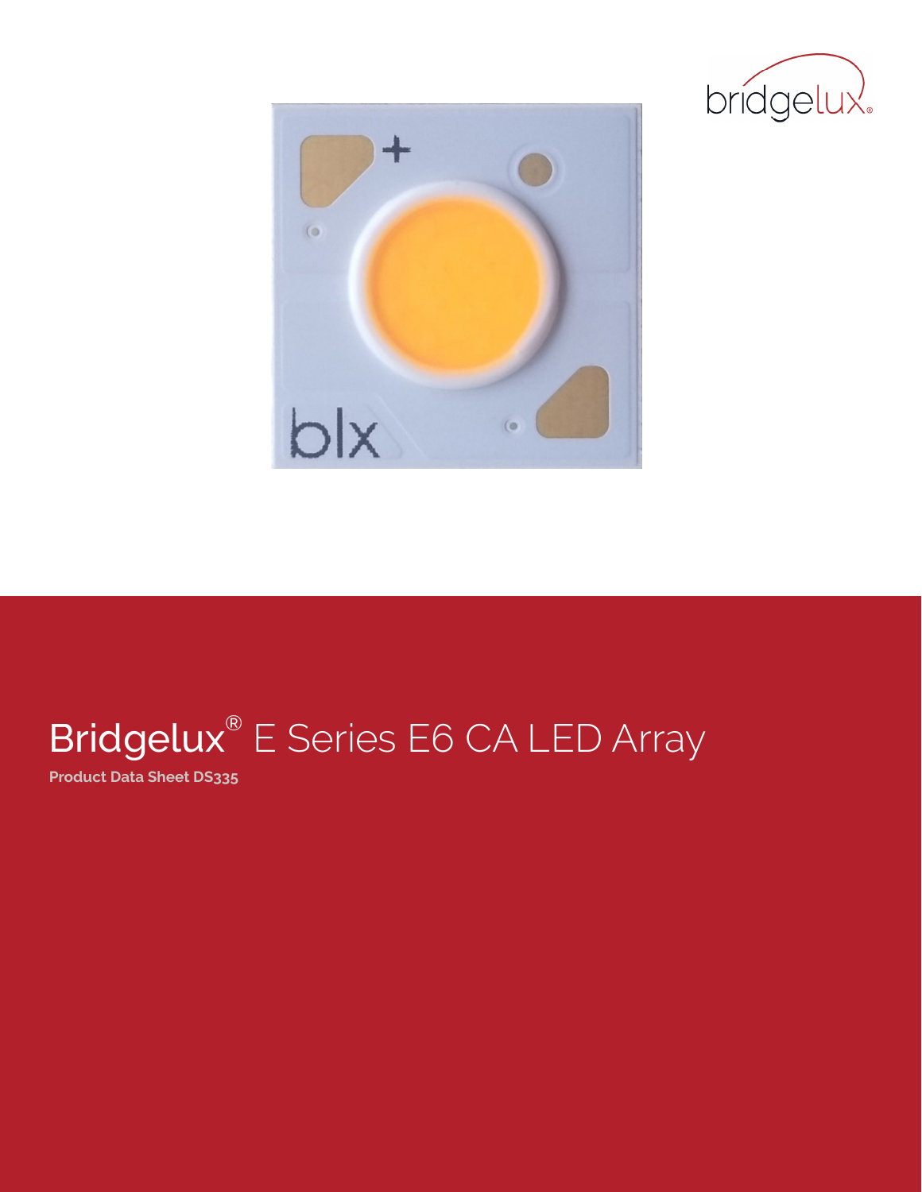# Bridgelux® E Series E6 CA LED Array

**Product Data Sheet DS335**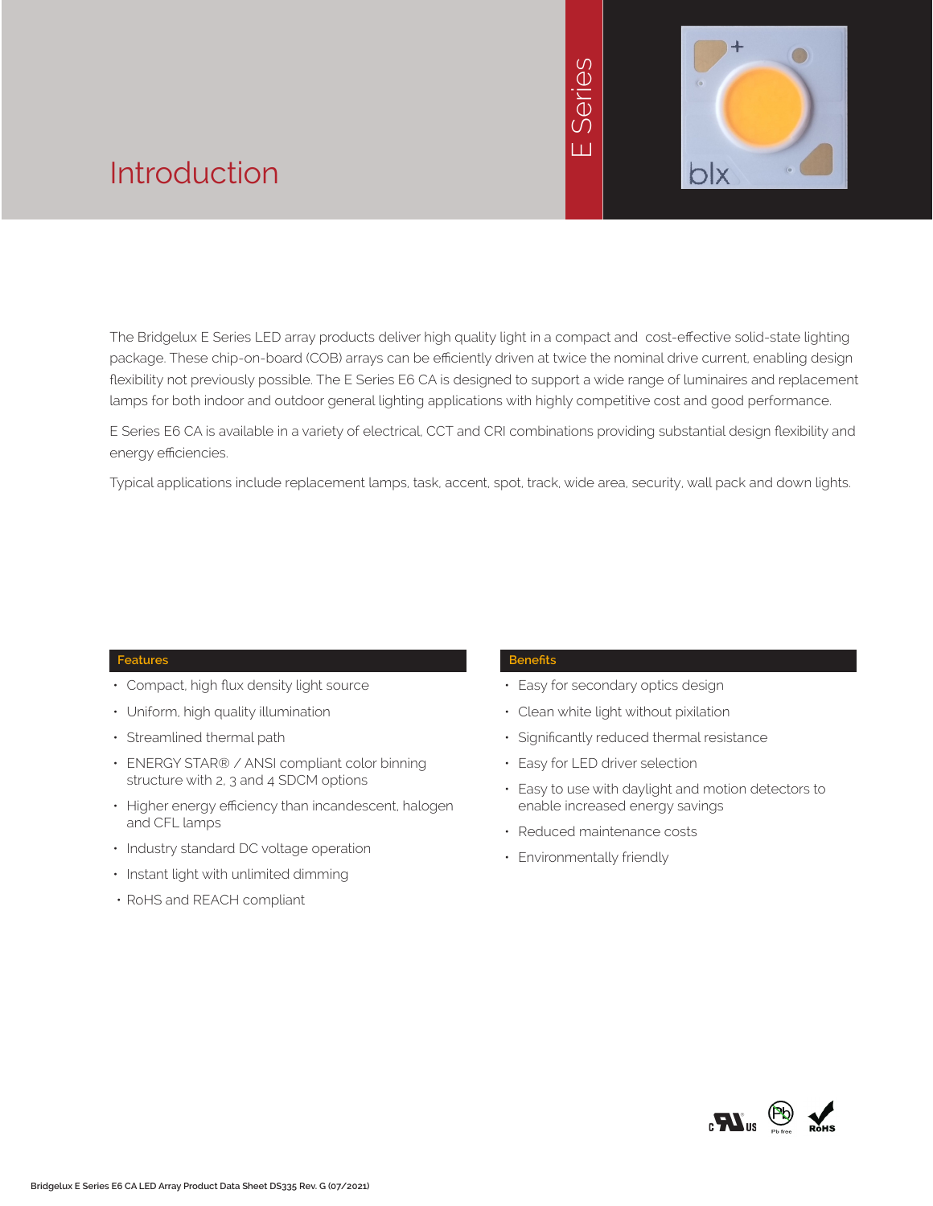# Introduction

The Bridgelux E Series LED array products deliver high quality light in a compact and cost-effective solid-state lighting package. These chip-on-board (COB) arrays can be efficiently driven at twice the nominal drive current, enabling design flexibility not previously possible. The E Series E6 CA is designed to support a wide range of luminaires and replacement lamps for both indoor and outdoor general lighting applications with highly competitive cost and good performance.

E Series E6 CA is available in a variety of electrical, CCT and CRI combinations providing substantial design flexibility and energy efficiencies.

Typical applications include replacement lamps, task, accent, spot, track, wide area, security, wall pack and down lights.

## Features

- Compact, high flux density light source
- Uniform, high quality illumination
- Streamlined thermal path
- ENERGY STAR® / ANSI compliant color binning structure with 2, 3 and 4 SDCM options
- Higher energy efficiency than incandescent, halogen and CFL lamps
- Industry standard DC voltage operation
- Instant light with unlimited dimming
- RoHS and REACH compliant

## Benefits

- Easy for secondary optics design
- Clean white light without pixilation
- Significantly reduced thermal resistance
- Easy for LED driver selection
- Easy to use with daylight and motion detectors to enable increased energy savings
- Reduced maintenance costs
- Environmentally friendly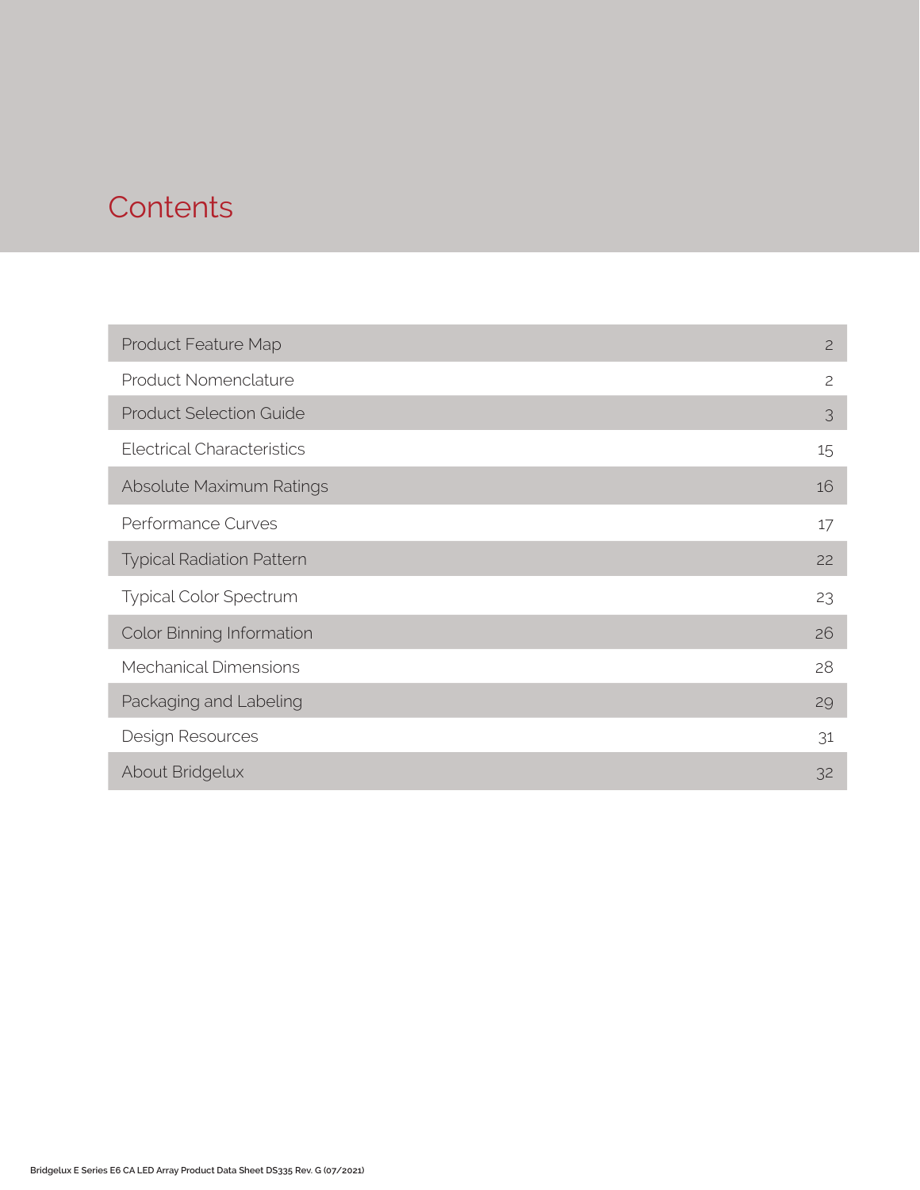# Contents

| | |
|---|---|
| Product Feature Map | 2 |
| Product Nomenclature | 2 |
| Product Selection Guide | 3 |
| Electrical Characteristics | 15 |
| Absolute Maximum Ratings | 16 |
| Performance Curves | 17 |
| Typical Radiation Pattern | 22 |
| Typical Color Spectrum | 23 |
| Color Binning Information | 26 |
| Mechanical Dimensions | 28 |
| Packaging and Labeling | 29 |
| Design Resources | 31 |
| About Bridgelux | 32 |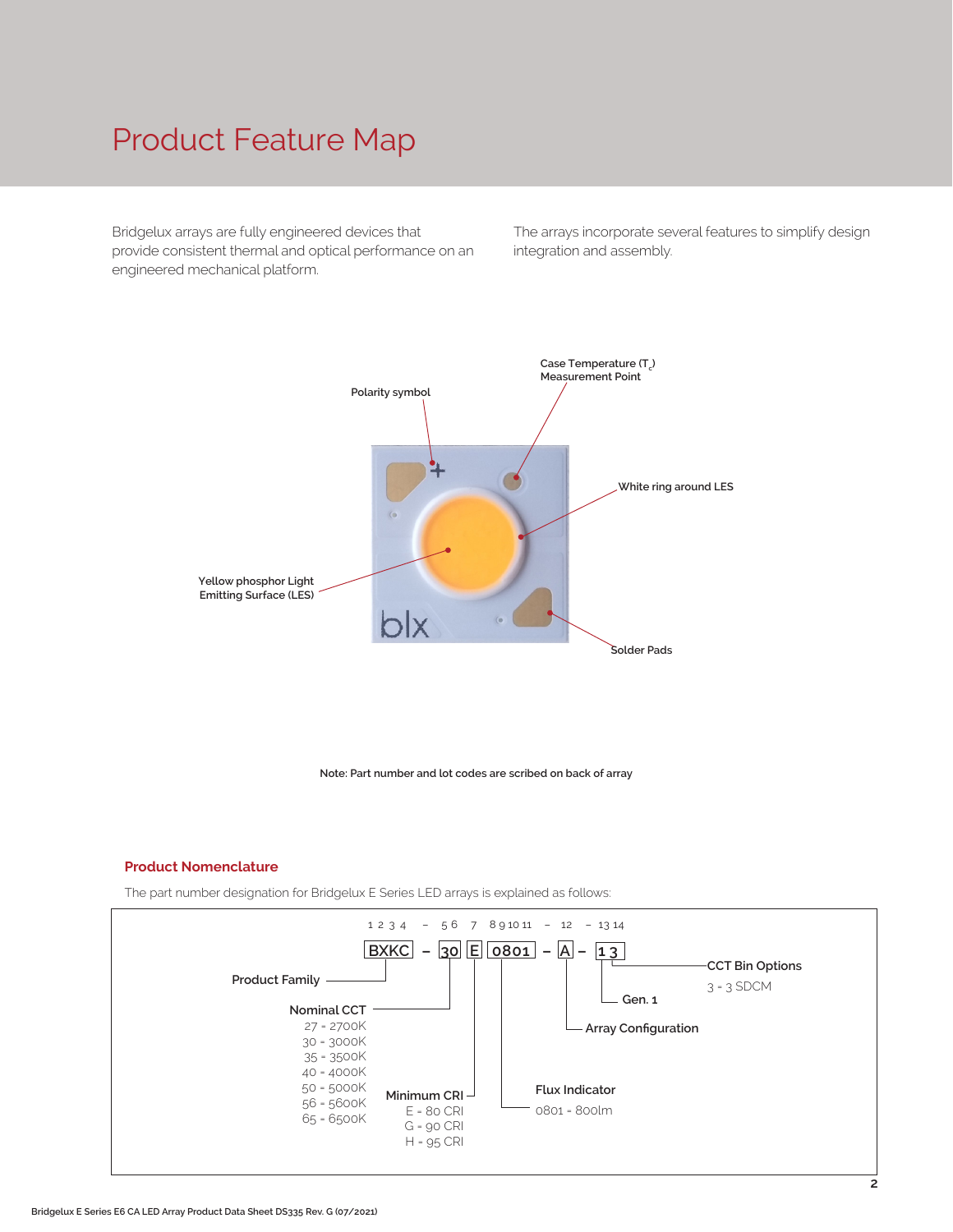# Product Feature Map

Bridgelux arrays are fully engineered devices that provide consistent thermal and optical performance on an engineered mechanical platform.

The arrays incorporate several features to simplify design integration and assembly.

Polarity symbol

Case Temperature ($T_c$) Measurement Point

White ring around LES

Yellow phosphor Light Emitting Surface (LES)

Solder Pads

Note: Part number and lot codes are scribed on back of array

## Product Nomenclature

The part number designation for Bridgelux E Series LED arrays is explained as follows:

```
1 2 3 4  –  5 6   7   8 9 10 11  –  12  –  13 14
BXKC     –  30    E   0801       –  A   –  1 3
```

**Product Family** — BXKC

**Nominal CCT**
- 27 = 2700K
- 30 = 3000K
- 35 = 3500K
- 40 = 4000K
- 50 = 5000K
- 56 = 5600K
- 65 = 6500K

**Minimum CRI**
- E = 80 CRI
- G = 90 CRI
- H = 95 CRI

**Flux Indicator**
- 0801 = 800lm

**Array Configuration** — A

**Gen. 1**

**CCT Bin Options**
- 3 = 3 SDCM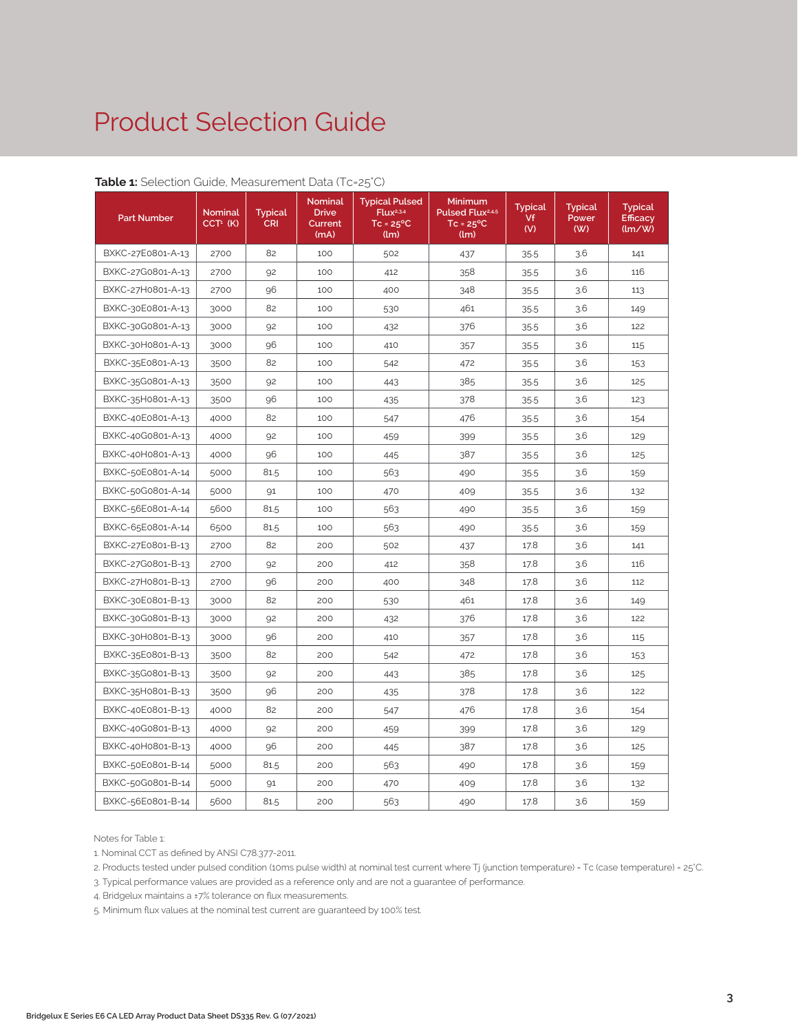# Product Selection Guide

**Table 1:** Selection Guide, Measurement Data (Tc=25°C)

| Part Number | Nominal CCT[1] (K) | Typical CRI | Nominal Drive Current (mA) | Typical Pulsed Flux[2,3,4] Tc = 25°C (lm) | Minimum Pulsed Flux[2,4,5] Tc = 25°C (lm) | Typical Vf (V) | Typical Power (W) | Typical Efficacy (lm/W) |
|---|---|---|---|---|---|---|---|---|
| BXKC-27E0801-A-13 | 2700 | 82 | 100 | 502 | 437 | 35.5 | 3.6 | 141 |
| BXKC-27G0801-A-13 | 2700 | 92 | 100 | 412 | 358 | 35.5 | 3.6 | 116 |
| BXKC-27H0801-A-13 | 2700 | 96 | 100 | 400 | 348 | 35.5 | 3.6 | 113 |
| BXKC-30E0801-A-13 | 3000 | 82 | 100 | 530 | 461 | 35.5 | 3.6 | 149 |
| BXKC-30G0801-A-13 | 3000 | 92 | 100 | 432 | 376 | 35.5 | 3.6 | 122 |
| BXKC-30H0801-A-13 | 3000 | 96 | 100 | 410 | 357 | 35.5 | 3.6 | 115 |
| BXKC-35E0801-A-13 | 3500 | 82 | 100 | 542 | 472 | 35.5 | 3.6 | 153 |
| BXKC-35G0801-A-13 | 3500 | 92 | 100 | 443 | 385 | 35.5 | 3.6 | 125 |
| BXKC-35H0801-A-13 | 3500 | 96 | 100 | 435 | 378 | 35.5 | 3.6 | 123 |
| BXKC-40E0801-A-13 | 4000 | 82 | 100 | 547 | 476 | 35.5 | 3.6 | 154 |
| BXKC-40G0801-A-13 | 4000 | 92 | 100 | 459 | 399 | 35.5 | 3.6 | 129 |
| BXKC-40H0801-A-13 | 4000 | 96 | 100 | 445 | 387 | 35.5 | 3.6 | 125 |
| BXKC-50E0801-A-14 | 5000 | 81.5 | 100 | 563 | 490 | 35.5 | 3.6 | 159 |
| BXKC-50G0801-A-14 | 5000 | 91 | 100 | 470 | 409 | 35.5 | 3.6 | 132 |
| BXKC-56E0801-A-14 | 5600 | 81.5 | 100 | 563 | 490 | 35.5 | 3.6 | 159 |
| BXKC-65E0801-A-14 | 6500 | 81.5 | 100 | 563 | 490 | 35.5 | 3.6 | 159 |
| BXKC-27E0801-B-13 | 2700 | 82 | 200 | 502 | 437 | 17.8 | 3.6 | 141 |
| BXKC-27G0801-B-13 | 2700 | 92 | 200 | 412 | 358 | 17.8 | 3.6 | 116 |
| BXKC-27H0801-B-13 | 2700 | 96 | 200 | 400 | 348 | 17.8 | 3.6 | 112 |
| BXKC-30E0801-B-13 | 3000 | 82 | 200 | 530 | 461 | 17.8 | 3.6 | 149 |
| BXKC-30G0801-B-13 | 3000 | 92 | 200 | 432 | 376 | 17.8 | 3.6 | 122 |
| BXKC-30H0801-B-13 | 3000 | 96 | 200 | 410 | 357 | 17.8 | 3.6 | 115 |
| BXKC-35E0801-B-13 | 3500 | 82 | 200 | 542 | 472 | 17.8 | 3.6 | 153 |
| BXKC-35G0801-B-13 | 3500 | 92 | 200 | 443 | 385 | 17.8 | 3.6 | 125 |
| BXKC-35H0801-B-13 | 3500 | 96 | 200 | 435 | 378 | 17.8 | 3.6 | 122 |
| BXKC-40E0801-B-13 | 4000 | 82 | 200 | 547 | 476 | 17.8 | 3.6 | 154 |
| BXKC-40G0801-B-13 | 4000 | 92 | 200 | 459 | 399 | 17.8 | 3.6 | 129 |
| BXKC-40H0801-B-13 | 4000 | 96 | 200 | 445 | 387 | 17.8 | 3.6 | 125 |
| BXKC-50E0801-B-14 | 5000 | 81.5 | 200 | 563 | 490 | 17.8 | 3.6 | 159 |
| BXKC-50G0801-B-14 | 5000 | 91 | 200 | 470 | 409 | 17.8 | 3.6 | 132 |
| BXKC-56E0801-B-14 | 5600 | 81.5 | 200 | 563 | 490 | 17.8 | 3.6 | 159 |

Notes for Table 1:

1. Nominal CCT as defined by ANSI C78.377-2011.
2. Products tested under pulsed condition (10ms pulse width) at nominal test current where Tj (junction temperature) = Tc (case temperature) = 25°C.
3. Typical performance values are provided as a reference only and are not a guarantee of performance.
4. Bridgelux maintains a ±7% tolerance on flux measurements.
5. Minimum flux values at the nominal test current are guaranteed by 100% test.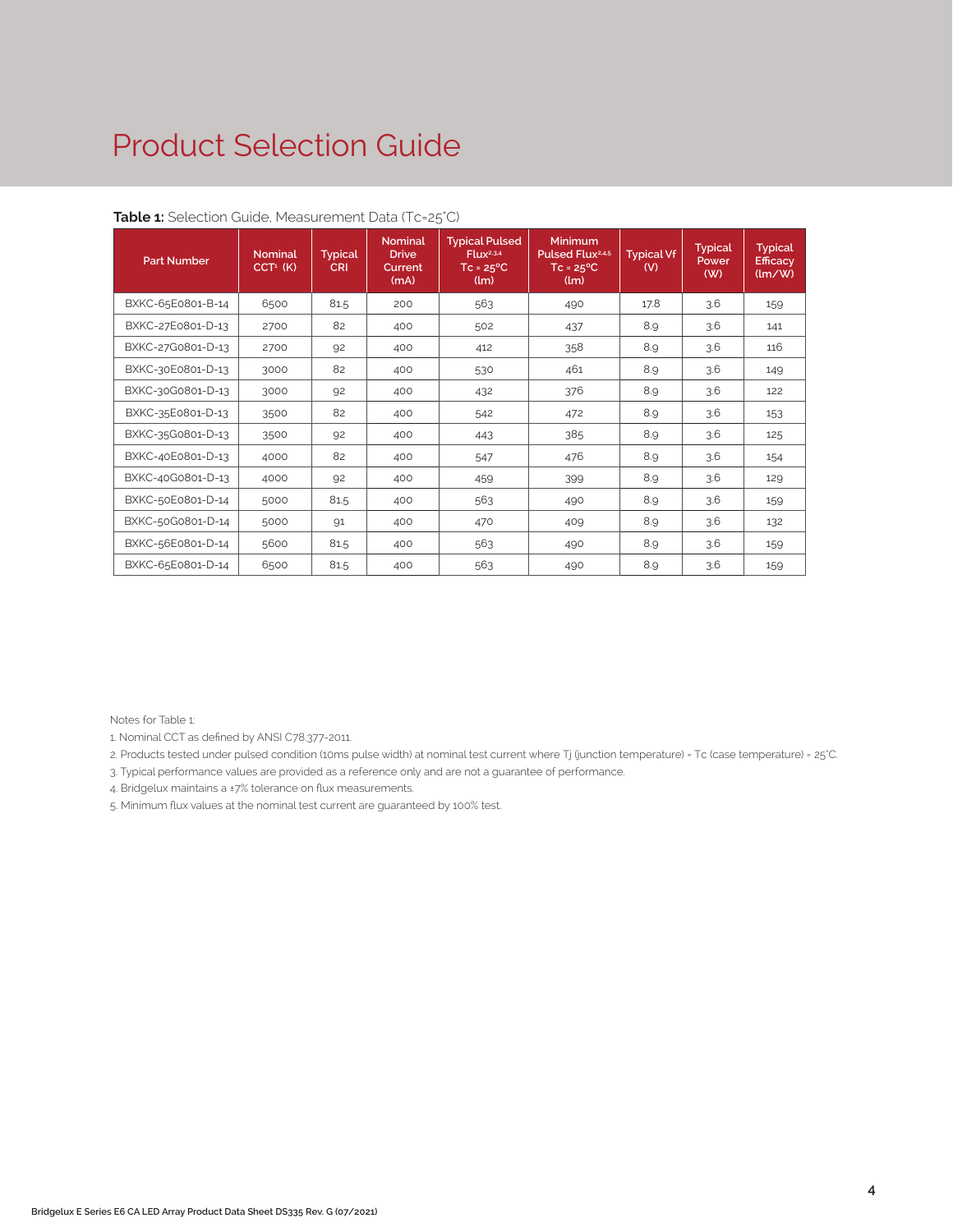# Product Selection Guide

**Table 1:** Selection Guide, Measurement Data (Tc=25°C)

| Part Number | Nominal CCT[1] (K) | Typical CRI | Nominal Drive Current (mA) | Typical Pulsed Flux[2,3,4] Tc = 25°C (lm) | Minimum Pulsed Flux[2,4,5] Tc = 25°C (lm) | Typical Vf (V) | Typical Power (W) | Typical Efficacy (lm/W) |
|---|---|---|---|---|---|---|---|---|
| BXKC-65E0801-B-14 | 6500 | 81.5 | 200 | 563 | 490 | 17.8 | 3.6 | 159 |
| BXKC-27E0801-D-13 | 2700 | 82 | 400 | 502 | 437 | 8.9 | 3.6 | 141 |
| BXKC-27G0801-D-13 | 2700 | 92 | 400 | 412 | 358 | 8.9 | 3.6 | 116 |
| BXKC-30E0801-D-13 | 3000 | 82 | 400 | 530 | 461 | 8.9 | 3.6 | 149 |
| BXKC-30G0801-D-13 | 3000 | 92 | 400 | 432 | 376 | 8.9 | 3.6 | 122 |
| BXKC-35E0801-D-13 | 3500 | 82 | 400 | 542 | 472 | 8.9 | 3.6 | 153 |
| BXKC-35G0801-D-13 | 3500 | 92 | 400 | 443 | 385 | 8.9 | 3.6 | 125 |
| BXKC-40E0801-D-13 | 4000 | 82 | 400 | 547 | 476 | 8.9 | 3.6 | 154 |
| BXKC-40G0801-D-13 | 4000 | 92 | 400 | 459 | 399 | 8.9 | 3.6 | 129 |
| BXKC-50E0801-D-14 | 5000 | 81.5 | 400 | 563 | 490 | 8.9 | 3.6 | 159 |
| BXKC-50G0801-D-14 | 5000 | 91 | 400 | 470 | 409 | 8.9 | 3.6 | 132 |
| BXKC-56E0801-D-14 | 5600 | 81.5 | 400 | 563 | 490 | 8.9 | 3.6 | 159 |
| BXKC-65E0801-D-14 | 6500 | 81.5 | 400 | 563 | 490 | 8.9 | 3.6 | 159 |

Notes for Table 1:

1. Nominal CCT as defined by ANSI C78.377-2011.
2. Products tested under pulsed condition (10ms pulse width) at nominal test current where Tj (junction temperature) = Tc (case temperature) = 25°C.
3. Typical performance values are provided as a reference only and are not a guarantee of performance.
4. Bridgelux maintains a ±7% tolerance on flux measurements.
5. Minimum flux values at the nominal test current are guaranteed by 100% test.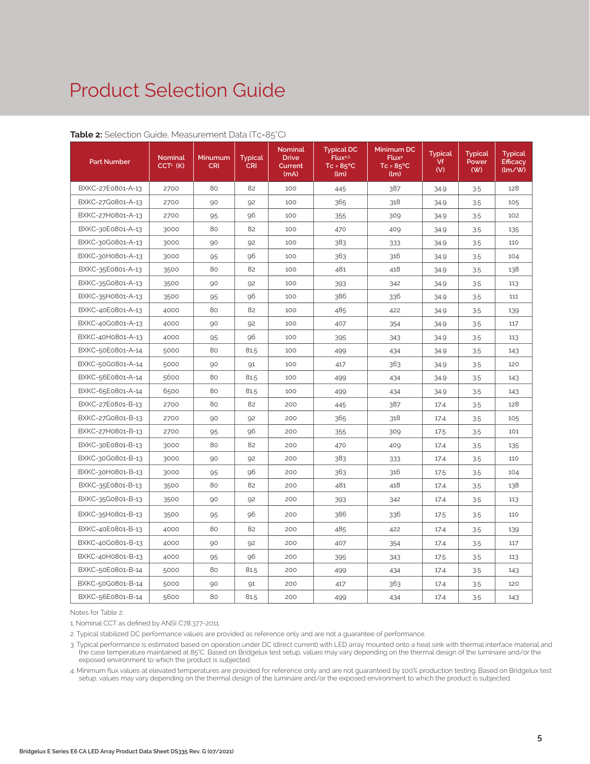# Product Selection Guide

**Table 2:** Selection Guide, Measurement Data (Tc=85°C)

| Part Number | Nominal CCT[1] (K) | Minumum CRI | Typical CRI | Nominal Drive Current (mA) | Typical DC Flux[2,3] Tc = 85°C (lm) | Minimum DC Flux[4] Tc = 85°C (lm) | Typical Vf (V) | Typical Power (W) | Typical Efficacy (lm/W) |
|---|---|---|---|---|---|---|---|---|---|
| BXKC-27E0801-A-13 | 2700 | 80 | 82 | 100 | 445 | 387 | 34.9 | 3.5 | 128 |
| BXKC-27G0801-A-13 | 2700 | 90 | 92 | 100 | 365 | 318 | 34.9 | 3.5 | 105 |
| BXKC-27H0801-A-13 | 2700 | 95 | 96 | 100 | 355 | 309 | 34.9 | 3.5 | 102 |
| BXKC-30E0801-A-13 | 3000 | 80 | 82 | 100 | 470 | 409 | 34.9 | 3.5 | 135 |
| BXKC-30G0801-A-13 | 3000 | 90 | 92 | 100 | 383 | 333 | 34.9 | 3.5 | 110 |
| BXKC-30H0801-A-13 | 3000 | 95 | 96 | 100 | 363 | 316 | 34.9 | 3.5 | 104 |
| BXKC-35E0801-A-13 | 3500 | 80 | 82 | 100 | 481 | 418 | 34.9 | 3.5 | 138 |
| BXKC-35G0801-A-13 | 3500 | 90 | 92 | 100 | 393 | 342 | 34.9 | 3.5 | 113 |
| BXKC-35H0801-A-13 | 3500 | 95 | 96 | 100 | 386 | 336 | 34.9 | 3.5 | 111 |
| BXKC-40E0801-A-13 | 4000 | 80 | 82 | 100 | 485 | 422 | 34.9 | 3.5 | 139 |
| BXKC-40G0801-A-13 | 4000 | 90 | 92 | 100 | 407 | 354 | 34.9 | 3.5 | 117 |
| BXKC-40H0801-A-13 | 4000 | 95 | 96 | 100 | 395 | 343 | 34.9 | 3.5 | 113 |
| BXKC-50E0801-A-14 | 5000 | 80 | 81.5 | 100 | 499 | 434 | 34.9 | 3.5 | 143 |
| BXKC-50G0801-A-14 | 5000 | 90 | 91 | 100 | 417 | 363 | 34.9 | 3.5 | 120 |
| BXKC-56E0801-A-14 | 5600 | 80 | 81.5 | 100 | 499 | 434 | 34.9 | 3.5 | 143 |
| BXKC-65E0801-A-14 | 6500 | 80 | 81.5 | 100 | 499 | 434 | 34.9 | 3.5 | 143 |
| BXKC-27E0801-B-13 | 2700 | 80 | 82 | 200 | 445 | 387 | 17.4 | 3.5 | 128 |
| BXKC-27G0801-B-13 | 2700 | 90 | 92 | 200 | 365 | 318 | 17.4 | 3.5 | 105 |
| BXKC-27H0801-B-13 | 2700 | 95 | 96 | 200 | 355 | 309 | 17.5 | 3.5 | 101 |
| BXKC-30E0801-B-13 | 3000 | 80 | 82 | 200 | 470 | 409 | 17.4 | 3.5 | 135 |
| BXKC-30G0801-B-13 | 3000 | 90 | 92 | 200 | 383 | 333 | 17.4 | 3.5 | 110 |
| BXKC-30H0801-B-13 | 3000 | 95 | 96 | 200 | 363 | 316 | 17.5 | 3.5 | 104 |
| BXKC-35E0801-B-13 | 3500 | 80 | 82 | 200 | 481 | 418 | 17.4 | 3.5 | 138 |
| BXKC-35G0801-B-13 | 3500 | 90 | 92 | 200 | 393 | 342 | 17.4 | 3.5 | 113 |
| BXKC-35H0801-B-13 | 3500 | 95 | 96 | 200 | 386 | 336 | 17.5 | 3.5 | 110 |
| BXKC-40E0801-B-13 | 4000 | 80 | 82 | 200 | 485 | 422 | 17.4 | 3.5 | 139 |
| BXKC-40G0801-B-13 | 4000 | 90 | 92 | 200 | 407 | 354 | 17.4 | 3.5 | 117 |
| BXKC-40H0801-B-13 | 4000 | 95 | 96 | 200 | 395 | 343 | 17.5 | 3.5 | 113 |
| BXKC-50E0801-B-14 | 5000 | 80 | 81.5 | 200 | 499 | 434 | 17.4 | 3.5 | 143 |
| BXKC-50G0801-B-14 | 5000 | 90 | 91 | 200 | 417 | 363 | 17.4 | 3.5 | 120 |
| BXKC-56E0801-B-14 | 5600 | 80 | 81.5 | 200 | 499 | 434 | 17.4 | 3.5 | 143 |

Notes for Table 2:

1. Nominal CCT as defined by ANSI C78.377-2011.
2. Typical stabilized DC performance values are provided as reference only and are not a guarantee of performance.
3. Typical performance is estimated based on operation under DC (direct current) with LED array mounted onto a heat sink with thermal interface material and the case temperature maintained at 85°C. Based on Bridgelux test setup, values may vary depending on the thermal design of the luminaire and/or the exposed environment to which the product is subjected.
4. Minimum flux values at elevated temperatures are provided for reference only and are not guaranteed by 100% production testing. Based on Bridgelux test setup, values may vary depending on the thermal design of the luminaire and/or the exposed environment to which the product is subjected.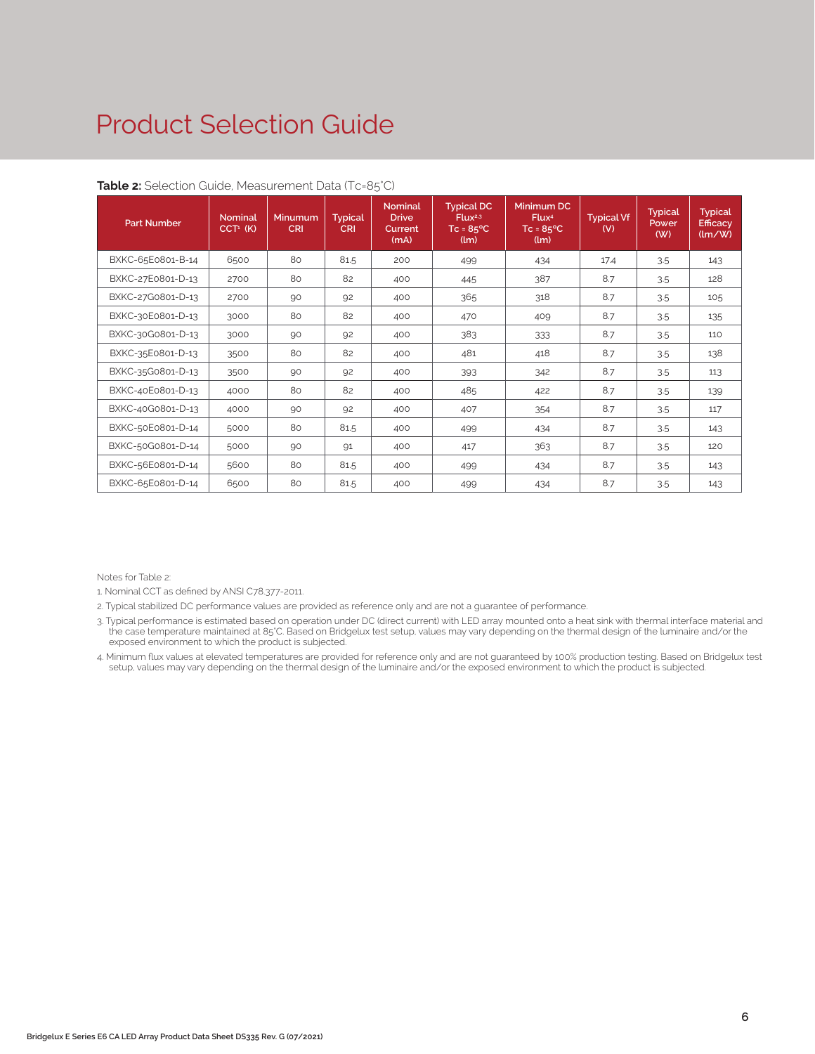# Product Selection Guide

**Table 2:** Selection Guide, Measurement Data (Tc=85°C)

| Part Number | Nominal CCT[1] (K) | Minumum CRI | Typical CRI | Nominal Drive Current (mA) | Typical DC Flux[2,3] Tc = 85°C (lm) | Minimum DC Flux[4] Tc = 85°C (lm) | Typical Vf (V) | Typical Power (W) | Typical Efficacy (lm/W) |
|---|---|---|---|---|---|---|---|---|---|
| BXKC-65E0801-B-14 | 6500 | 80 | 81.5 | 200 | 499 | 434 | 17.4 | 3.5 | 143 |
| BXKC-27E0801-D-13 | 2700 | 80 | 82 | 400 | 445 | 387 | 8.7 | 3.5 | 128 |
| BXKC-27G0801-D-13 | 2700 | 90 | 92 | 400 | 365 | 318 | 8.7 | 3.5 | 105 |
| BXKC-30E0801-D-13 | 3000 | 80 | 82 | 400 | 470 | 409 | 8.7 | 3.5 | 135 |
| BXKC-30G0801-D-13 | 3000 | 90 | 92 | 400 | 383 | 333 | 8.7 | 3.5 | 110 |
| BXKC-35E0801-D-13 | 3500 | 80 | 82 | 400 | 481 | 418 | 8.7 | 3.5 | 138 |
| BXKC-35G0801-D-13 | 3500 | 90 | 92 | 400 | 393 | 342 | 8.7 | 3.5 | 113 |
| BXKC-40E0801-D-13 | 4000 | 80 | 82 | 400 | 485 | 422 | 8.7 | 3.5 | 139 |
| BXKC-40G0801-D-13 | 4000 | 90 | 92 | 400 | 407 | 354 | 8.7 | 3.5 | 117 |
| BXKC-50E0801-D-14 | 5000 | 80 | 81.5 | 400 | 499 | 434 | 8.7 | 3.5 | 143 |
| BXKC-50G0801-D-14 | 5000 | 90 | 91 | 400 | 417 | 363 | 8.7 | 3.5 | 120 |
| BXKC-56E0801-D-14 | 5600 | 80 | 81.5 | 400 | 499 | 434 | 8.7 | 3.5 | 143 |
| BXKC-65E0801-D-14 | 6500 | 80 | 81.5 | 400 | 499 | 434 | 8.7 | 3.5 | 143 |

Notes for Table 2:

1. Nominal CCT as defined by ANSI C78.377-2011.
2. Typical stabilized DC performance values are provided as reference only and are not a guarantee of performance.
3. Typical performance is estimated based on operation under DC (direct current) with LED array mounted onto a heat sink with thermal interface material and the case temperature maintained at 85°C. Based on Bridgelux test setup, values may vary depending on the thermal design of the luminaire and/or the exposed environment to which the product is subjected.
4. Minimum flux values at elevated temperatures are provided for reference only and are not guaranteed by 100% production testing. Based on Bridgelux test setup, values may vary depending on the thermal design of the luminaire and/or the exposed environment to which the product is subjected.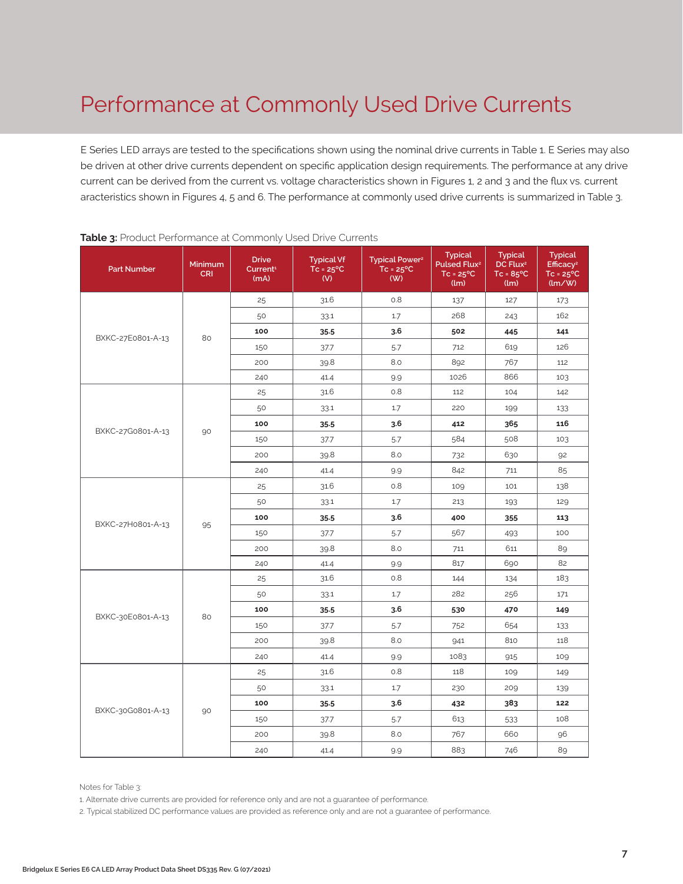# Performance at Commonly Used Drive Currents

E Series LED arrays are tested to the specifications shown using the nominal drive currents in Table 1. E Series may also be driven at other drive currents dependent on specific application design requirements. The performance at any drive current can be derived from the current vs. voltage characteristics shown in Figures 1, 2 and 3 and the flux vs. current aracteristics shown in Figures 4, 5 and 6. The performance at commonly used drive currents is summarized in Table 3.

**Table 3:** Product Performance at Commonly Used Drive Currents

| Part Number | Minimum CRI | Drive Current[1] (mA) | Typical Vf Tc = 25°C (V) | Typical Power[2] Tc = 25°C (W) | Typical Pulsed Flux[2] Tc = 25°C (lm) | Typical DC Flux[2] Tc = 85°C (lm) | Typical Efficacy[2] Tc = 25°C (lm/W) |
|---|---|---|---|---|---|---|---|
| BXKC-27E0801-A-13 | 80 | 25 | 31.6 | 0.8 | 137 | 127 | 173 |
| | | 50 | 33.1 | 1.7 | 268 | 243 | 162 |
| | | **100** | **35.5** | **3.6** | **502** | **445** | **141** |
| | | 150 | 37.7 | 5.7 | 712 | 619 | 126 |
| | | 200 | 39.8 | 8.0 | 892 | 767 | 112 |
| | | 240 | 41.4 | 9.9 | 1026 | 866 | 103 |
| BXKC-27G0801-A-13 | 90 | 25 | 31.6 | 0.8 | 112 | 104 | 142 |
| | | 50 | 33.1 | 1.7 | 220 | 199 | 133 |
| | | **100** | **35.5** | **3.6** | **412** | **365** | **116** |
| | | 150 | 37.7 | 5.7 | 584 | 508 | 103 |
| | | 200 | 39.8 | 8.0 | 732 | 630 | 92 |
| | | 240 | 41.4 | 9.9 | 842 | 711 | 85 |
| BXKC-27H0801-A-13 | 95 | 25 | 31.6 | 0.8 | 109 | 101 | 138 |
| | | 50 | 33.1 | 1.7 | 213 | 193 | 129 |
| | | **100** | **35.5** | **3.6** | **400** | **355** | **113** |
| | | 150 | 37.7 | 5.7 | 567 | 493 | 100 |
| | | 200 | 39.8 | 8.0 | 711 | 611 | 89 |
| | | 240 | 41.4 | 9.9 | 817 | 690 | 82 |
| BXKC-30E0801-A-13 | 80 | 25 | 31.6 | 0.8 | 144 | 134 | 183 |
| | | 50 | 33.1 | 1.7 | 282 | 256 | 171 |
| | | **100** | **35.5** | **3.6** | **530** | **470** | **149** |
| | | 150 | 37.7 | 5.7 | 752 | 654 | 133 |
| | | 200 | 39.8 | 8.0 | 941 | 810 | 118 |
| | | 240 | 41.4 | 9.9 | 1083 | 915 | 109 |
| BXKC-30G0801-A-13 | 90 | 25 | 31.6 | 0.8 | 118 | 109 | 149 |
| | | 50 | 33.1 | 1.7 | 230 | 209 | 139 |
| | | **100** | **35.5** | **3.6** | **432** | **383** | **122** |
| | | 150 | 37.7 | 5.7 | 613 | 533 | 108 |
| | | 200 | 39.8 | 8.0 | 767 | 660 | 96 |
| | | 240 | 41.4 | 9.9 | 883 | 746 | 89 |

Notes for Table 3:

1. Alternate drive currents are provided for reference only and are not a guarantee of performance.
2. Typical stabilized DC performance values are provided as reference only and are not a guarantee of performance.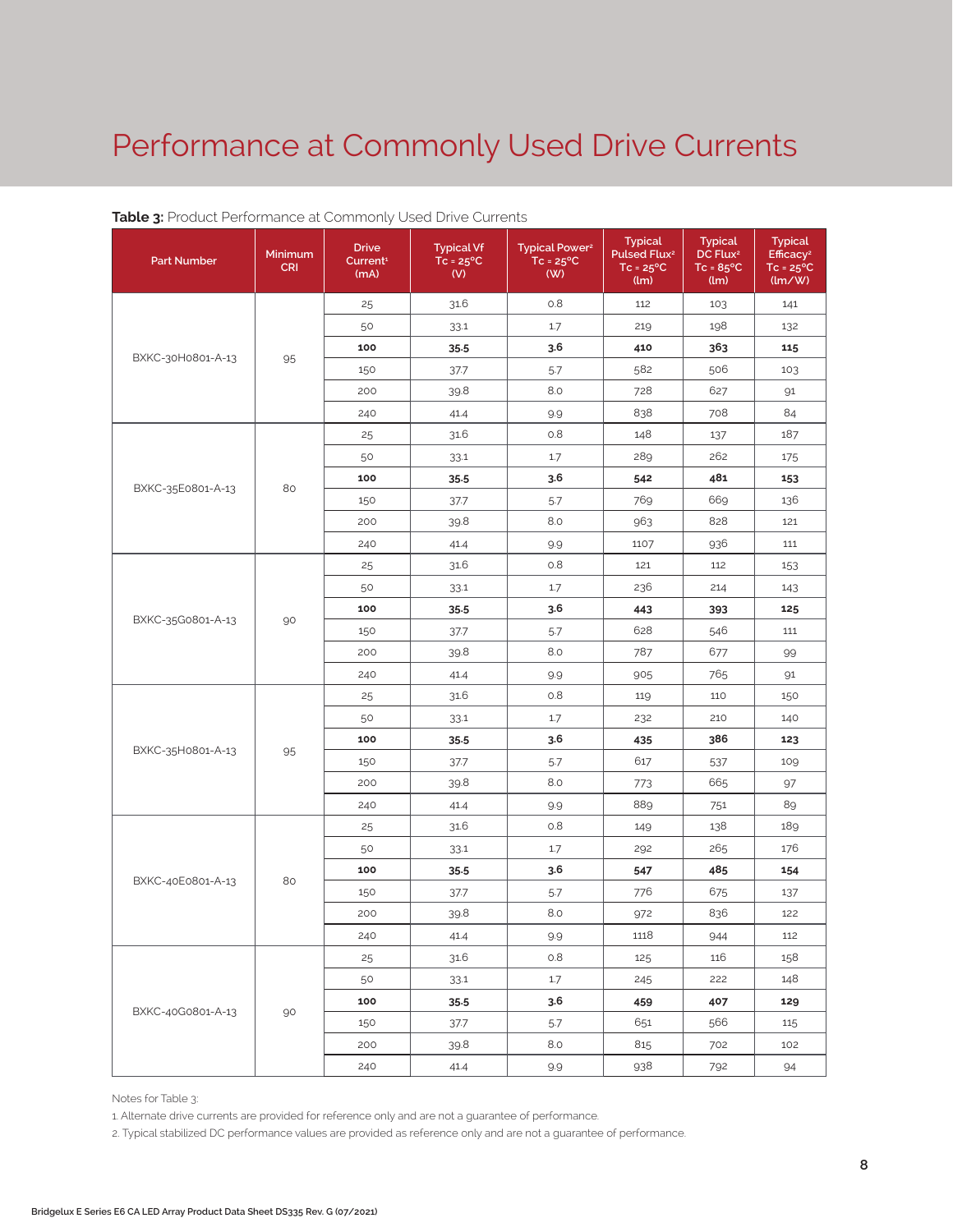# Performance at Commonly Used Drive Currents

**Table 3:** Product Performance at Commonly Used Drive Currents

| Part Number | Minimum CRI | Drive Current[1] (mA) | Typical Vf Tc = 25°C (V) | Typical Power[2] Tc = 25°C (W) | Typical Pulsed Flux[2] Tc = 25°C (lm) | Typical DC Flux[2] Tc = 85°C (lm) | Typical Efficacy[2] Tc = 25°C (lm/W) |
|---|---|---|---|---|---|---|---|
| BXKC-30H0801-A-13 | 95 | 25 | 31.6 | 0.8 | 112 | 103 | 141 |
| | | 50 | 33.1 | 1.7 | 219 | 198 | 132 |
| | | **100** | **35.5** | **3.6** | **410** | **363** | **115** |
| | | 150 | 37.7 | 5.7 | 582 | 506 | 103 |
| | | 200 | 39.8 | 8.0 | 728 | 627 | 91 |
| | | 240 | 41.4 | 9.9 | 838 | 708 | 84 |
| BXKC-35E0801-A-13 | 80 | 25 | 31.6 | 0.8 | 148 | 137 | 187 |
| | | 50 | 33.1 | 1.7 | 289 | 262 | 175 |
| | | **100** | **35.5** | **3.6** | **542** | **481** | **153** |
| | | 150 | 37.7 | 5.7 | 769 | 669 | 136 |
| | | 200 | 39.8 | 8.0 | 963 | 828 | 121 |
| | | 240 | 41.4 | 9.9 | 1107 | 936 | 111 |
| BXKC-35G0801-A-13 | 90 | 25 | 31.6 | 0.8 | 121 | 112 | 153 |
| | | 50 | 33.1 | 1.7 | 236 | 214 | 143 |
| | | **100** | **35.5** | **3.6** | **443** | **393** | **125** |
| | | 150 | 37.7 | 5.7 | 628 | 546 | 111 |
| | | 200 | 39.8 | 8.0 | 787 | 677 | 99 |
| | | 240 | 41.4 | 9.9 | 905 | 765 | 91 |
| BXKC-35H0801-A-13 | 95 | 25 | 31.6 | 0.8 | 119 | 110 | 150 |
| | | 50 | 33.1 | 1.7 | 232 | 210 | 140 |
| | | **100** | **35.5** | **3.6** | **435** | **386** | **123** |
| | | 150 | 37.7 | 5.7 | 617 | 537 | 109 |
| | | 200 | 39.8 | 8.0 | 773 | 665 | 97 |
| | | 240 | 41.4 | 9.9 | 889 | 751 | 89 |
| BXKC-40E0801-A-13 | 80 | 25 | 31.6 | 0.8 | 149 | 138 | 189 |
| | | 50 | 33.1 | 1.7 | 292 | 265 | 176 |
| | | **100** | **35.5** | **3.6** | **547** | **485** | **154** |
| | | 150 | 37.7 | 5.7 | 776 | 675 | 137 |
| | | 200 | 39.8 | 8.0 | 972 | 836 | 122 |
| | | 240 | 41.4 | 9.9 | 1118 | 944 | 112 |
| BXKC-40G0801-A-13 | 90 | 25 | 31.6 | 0.8 | 125 | 116 | 158 |
| | | 50 | 33.1 | 1.7 | 245 | 222 | 148 |
| | | **100** | **35.5** | **3.6** | **459** | **407** | **129** |
| | | 150 | 37.7 | 5.7 | 651 | 566 | 115 |
| | | 200 | 39.8 | 8.0 | 815 | 702 | 102 |
| | | 240 | 41.4 | 9.9 | 938 | 792 | 94 |

Notes for Table 3:

1. Alternate drive currents are provided for reference only and are not a guarantee of performance.
2. Typical stabilized DC performance values are provided as reference only and are not a guarantee of performance.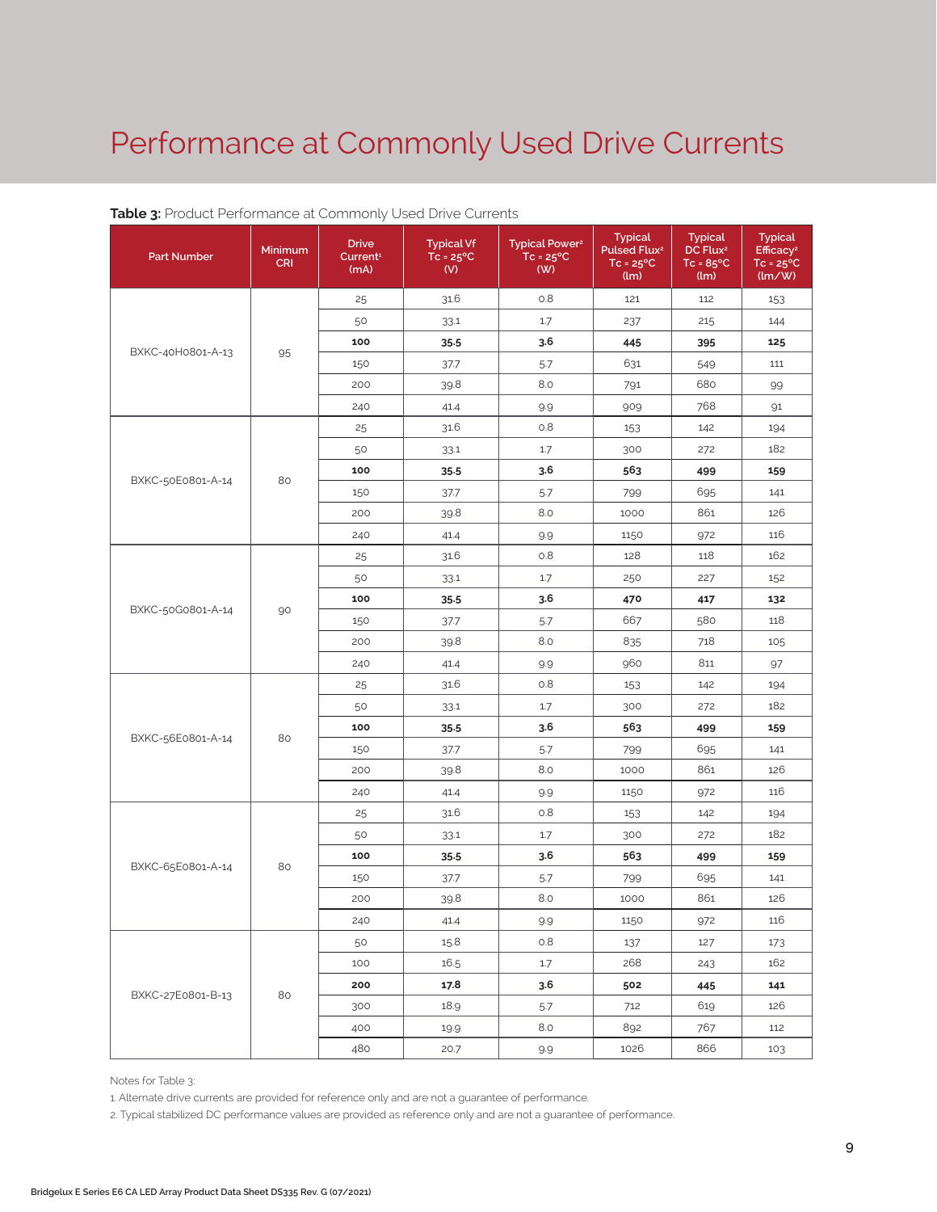# Performance at Commonly Used Drive Currents

**Table 3:** Product Performance at Commonly Used Drive Currents

| Part Number | Minimum CRI | Drive Current[1] (mA) | Typical Vf Tc = 25°C (V) | Typical Power[2] Tc = 25°C (W) | Typical Pulsed Flux[2] Tc = 25°C (lm) | Typical DC Flux[2] Tc = 85°C (lm) | Typical Efficacy[2] Tc = 25°C (lm/W) |
|---|---|---|---|---|---|---|---|
| BXKC-40H0801-A-13 | 95 | 25 | 31.6 | 0.8 | 121 | 112 | 153 |
| | | 50 | 33.1 | 1.7 | 237 | 215 | 144 |
| | | **100** | **35.5** | **3.6** | **445** | **395** | **125** |
| | | 150 | 37.7 | 5.7 | 631 | 549 | 111 |
| | | 200 | 39.8 | 8.0 | 791 | 680 | 99 |
| | | 240 | 41.4 | 9.9 | 909 | 768 | 91 |
| BXKC-50E0801-A-14 | 80 | 25 | 31.6 | 0.8 | 153 | 142 | 194 |
| | | 50 | 33.1 | 1.7 | 300 | 272 | 182 |
| | | **100** | **35.5** | **3.6** | **563** | **499** | **159** |
| | | 150 | 37.7 | 5.7 | 799 | 695 | 141 |
| | | 200 | 39.8 | 8.0 | 1000 | 861 | 126 |
| | | 240 | 41.4 | 9.9 | 1150 | 972 | 116 |
| BXKC-50G0801-A-14 | 90 | 25 | 31.6 | 0.8 | 128 | 118 | 162 |
| | | 50 | 33.1 | 1.7 | 250 | 227 | 152 |
| | | **100** | **35.5** | **3.6** | **470** | **417** | **132** |
| | | 150 | 37.7 | 5.7 | 667 | 580 | 118 |
| | | 200 | 39.8 | 8.0 | 835 | 718 | 105 |
| | | 240 | 41.4 | 9.9 | 960 | 811 | 97 |
| BXKC-56E0801-A-14 | 80 | 25 | 31.6 | 0.8 | 153 | 142 | 194 |
| | | 50 | 33.1 | 1.7 | 300 | 272 | 182 |
| | | **100** | **35.5** | **3.6** | **563** | **499** | **159** |
| | | 150 | 37.7 | 5.7 | 799 | 695 | 141 |
| | | 200 | 39.8 | 8.0 | 1000 | 861 | 126 |
| | | 240 | 41.4 | 9.9 | 1150 | 972 | 116 |
| BXKC-65E0801-A-14 | 80 | 25 | 31.6 | 0.8 | 153 | 142 | 194 |
| | | 50 | 33.1 | 1.7 | 300 | 272 | 182 |
| | | **100** | **35.5** | **3.6** | **563** | **499** | **159** |
| | | 150 | 37.7 | 5.7 | 799 | 695 | 141 |
| | | 200 | 39.8 | 8.0 | 1000 | 861 | 126 |
| | | 240 | 41.4 | 9.9 | 1150 | 972 | 116 |
| BXKC-27E0801-B-13 | 80 | 50 | 15.8 | 0.8 | 137 | 127 | 173 |
| | | 100 | 16.5 | 1.7 | 268 | 243 | 162 |
| | | **200** | **17.8** | **3.6** | **502** | **445** | **141** |
| | | 300 | 18.9 | 5.7 | 712 | 619 | 126 |
| | | 400 | 19.9 | 8.0 | 892 | 767 | 112 |
| | | 480 | 20.7 | 9.9 | 1026 | 866 | 103 |

Notes for Table 3:

1. Alternate drive currents are provided for reference only and are not a guarantee of performance.
2. Typical stabilized DC performance values are provided as reference only and are not a guarantee of performance.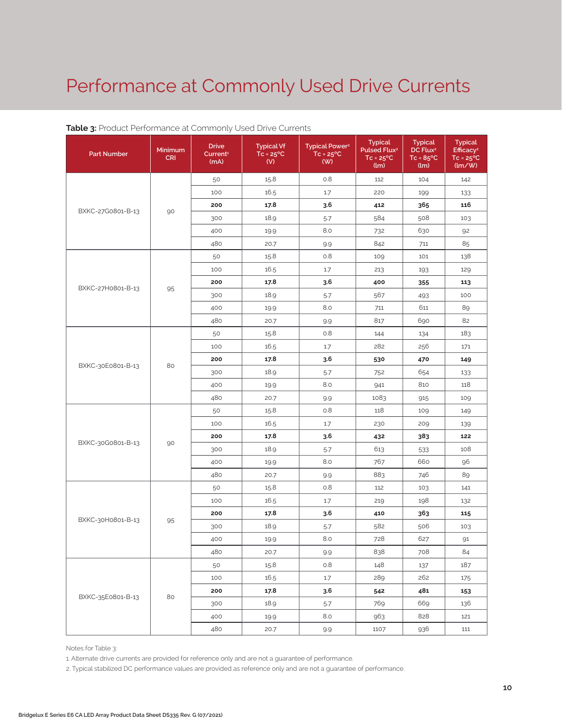# Performance at Commonly Used Drive Currents

**Table 3:** Product Performance at Commonly Used Drive Currents

| Part Number | Minimum CRI | Drive Current[1] (mA) | Typical Vf Tc = 25°C (V) | Typical Power[2] Tc = 25°C (W) | Typical Pulsed Flux[2] Tc = 25°C (lm) | Typical DC Flux[2] Tc = 85°C (lm) | Typical Efficacy[2] Tc = 25°C (lm/W) |
|---|---|---|---|---|---|---|---|
| BXKC-27G0801-B-13 | 90 | 50 | 15.8 | 0.8 | 112 | 104 | 142 |
| | | 100 | 16.5 | 1.7 | 220 | 199 | 133 |
| | | **200** | **17.8** | **3.6** | **412** | **365** | **116** |
| | | 300 | 18.9 | 5.7 | 584 | 508 | 103 |
| | | 400 | 19.9 | 8.0 | 732 | 630 | 92 |
| | | 480 | 20.7 | 9.9 | 842 | 711 | 85 |
| BXKC-27H0801-B-13 | 95 | 50 | 15.8 | 0.8 | 109 | 101 | 138 |
| | | 100 | 16.5 | 1.7 | 213 | 193 | 129 |
| | | **200** | **17.8** | **3.6** | **400** | **355** | **113** |
| | | 300 | 18.9 | 5.7 | 567 | 493 | 100 |
| | | 400 | 19.9 | 8.0 | 711 | 611 | 89 |
| | | 480 | 20.7 | 9.9 | 817 | 690 | 82 |
| BXKC-30E0801-B-13 | 80 | 50 | 15.8 | 0.8 | 144 | 134 | 183 |
| | | 100 | 16.5 | 1.7 | 282 | 256 | 171 |
| | | **200** | **17.8** | **3.6** | **530** | **470** | **149** |
| | | 300 | 18.9 | 5.7 | 752 | 654 | 133 |
| | | 400 | 19.9 | 8.0 | 941 | 810 | 118 |
| | | 480 | 20.7 | 9.9 | 1083 | 915 | 109 |
| BXKC-30G0801-B-13 | 90 | 50 | 15.8 | 0.8 | 118 | 109 | 149 |
| | | 100 | 16.5 | 1.7 | 230 | 209 | 139 |
| | | **200** | **17.8** | **3.6** | **432** | **383** | **122** |
| | | 300 | 18.9 | 5.7 | 613 | 533 | 108 |
| | | 400 | 19.9 | 8.0 | 767 | 660 | 96 |
| | | 480 | 20.7 | 9.9 | 883 | 746 | 89 |
| BXKC-30H0801-B-13 | 95 | 50 | 15.8 | 0.8 | 112 | 103 | 141 |
| | | 100 | 16.5 | 1.7 | 219 | 198 | 132 |
| | | **200** | **17.8** | **3.6** | **410** | **363** | **115** |
| | | 300 | 18.9 | 5.7 | 582 | 506 | 103 |
| | | 400 | 19.9 | 8.0 | 728 | 627 | 91 |
| | | 480 | 20.7 | 9.9 | 838 | 708 | 84 |
| BXKC-35E0801-B-13 | 80 | 50 | 15.8 | 0.8 | 148 | 137 | 187 |
| | | 100 | 16.5 | 1.7 | 289 | 262 | 175 |
| | | **200** | **17.8** | **3.6** | **542** | **481** | **153** |
| | | 300 | 18.9 | 5.7 | 769 | 669 | 136 |
| | | 400 | 19.9 | 8.0 | 963 | 828 | 121 |
| | | 480 | 20.7 | 9.9 | 1107 | 936 | 111 |

Notes for Table 3:

1. Alternate drive currents are provided for reference only and are not a guarantee of performance.
2. Typical stabilized DC performance values are provided as reference only and are not a guarantee of performance.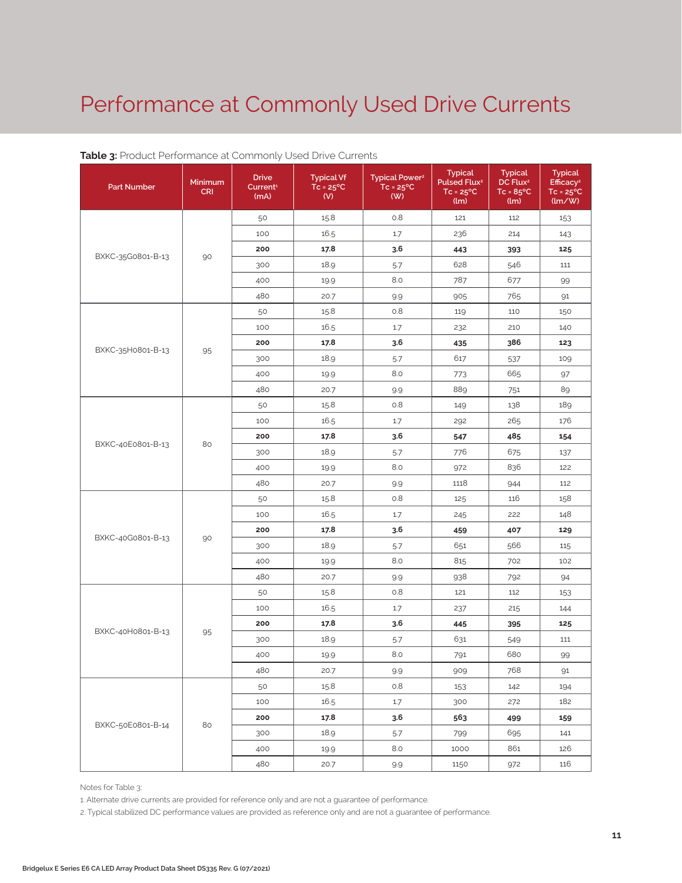# Performance at Commonly Used Drive Currents

**Table 3:** Product Performance at Commonly Used Drive Currents

| Part Number | Minimum CRI | Drive Current[1] (mA) | Typical Vf Tc = 25°C (V) | Typical Power[2] Tc = 25°C (W) | Typical Pulsed Flux[2] Tc = 25°C (lm) | Typical DC Flux[2] Tc = 85°C (lm) | Typical Efficacy[2] Tc = 25°C (lm/W) |
|---|---|---|---|---|---|---|---|
| BXKC-35G0801-B-13 | 90 | 50 | 15.8 | 0.8 | 121 | 112 | 153 |
| | | 100 | 16.5 | 1.7 | 236 | 214 | 143 |
| | | **200** | **17.8** | **3.6** | **443** | **393** | **125** |
| | | 300 | 18.9 | 5.7 | 628 | 546 | 111 |
| | | 400 | 19.9 | 8.0 | 787 | 677 | 99 |
| | | 480 | 20.7 | 9.9 | 905 | 765 | 91 |
| BXKC-35H0801-B-13 | 95 | 50 | 15.8 | 0.8 | 119 | 110 | 150 |
| | | 100 | 16.5 | 1.7 | 232 | 210 | 140 |
| | | **200** | **17.8** | **3.6** | **435** | **386** | **123** |
| | | 300 | 18.9 | 5.7 | 617 | 537 | 109 |
| | | 400 | 19.9 | 8.0 | 773 | 665 | 97 |
| | | 480 | 20.7 | 9.9 | 889 | 751 | 89 |
| BXKC-40E0801-B-13 | 80 | 50 | 15.8 | 0.8 | 149 | 138 | 189 |
| | | 100 | 16.5 | 1.7 | 292 | 265 | 176 |
| | | **200** | **17.8** | **3.6** | **547** | **485** | **154** |
| | | 300 | 18.9 | 5.7 | 776 | 675 | 137 |
| | | 400 | 19.9 | 8.0 | 972 | 836 | 122 |
| | | 480 | 20.7 | 9.9 | 1118 | 944 | 112 |
| BXKC-40G0801-B-13 | 90 | 50 | 15.8 | 0.8 | 125 | 116 | 158 |
| | | 100 | 16.5 | 1.7 | 245 | 222 | 148 |
| | | **200** | **17.8** | **3.6** | **459** | **407** | **129** |
| | | 300 | 18.9 | 5.7 | 651 | 566 | 115 |
| | | 400 | 19.9 | 8.0 | 815 | 702 | 102 |
| | | 480 | 20.7 | 9.9 | 938 | 792 | 94 |
| BXKC-40H0801-B-13 | 95 | 50 | 15.8 | 0.8 | 121 | 112 | 153 |
| | | 100 | 16.5 | 1.7 | 237 | 215 | 144 |
| | | **200** | **17.8** | **3.6** | **445** | **395** | **125** |
| | | 300 | 18.9 | 5.7 | 631 | 549 | 111 |
| | | 400 | 19.9 | 8.0 | 791 | 680 | 99 |
| | | 480 | 20.7 | 9.9 | 909 | 768 | 91 |
| BXKC-50E0801-B-14 | 80 | 50 | 15.8 | 0.8 | 153 | 142 | 194 |
| | | 100 | 16.5 | 1.7 | 300 | 272 | 182 |
| | | **200** | **17.8** | **3.6** | **563** | **499** | **159** |
| | | 300 | 18.9 | 5.7 | 799 | 695 | 141 |
| | | 400 | 19.9 | 8.0 | 1000 | 861 | 126 |
| | | 480 | 20.7 | 9.9 | 1150 | 972 | 116 |

Notes for Table 3:

1. Alternate drive currents are provided for reference only and are not a guarantee of performance.
2. Typical stabilized DC performance values are provided as reference only and are not a guarantee of performance.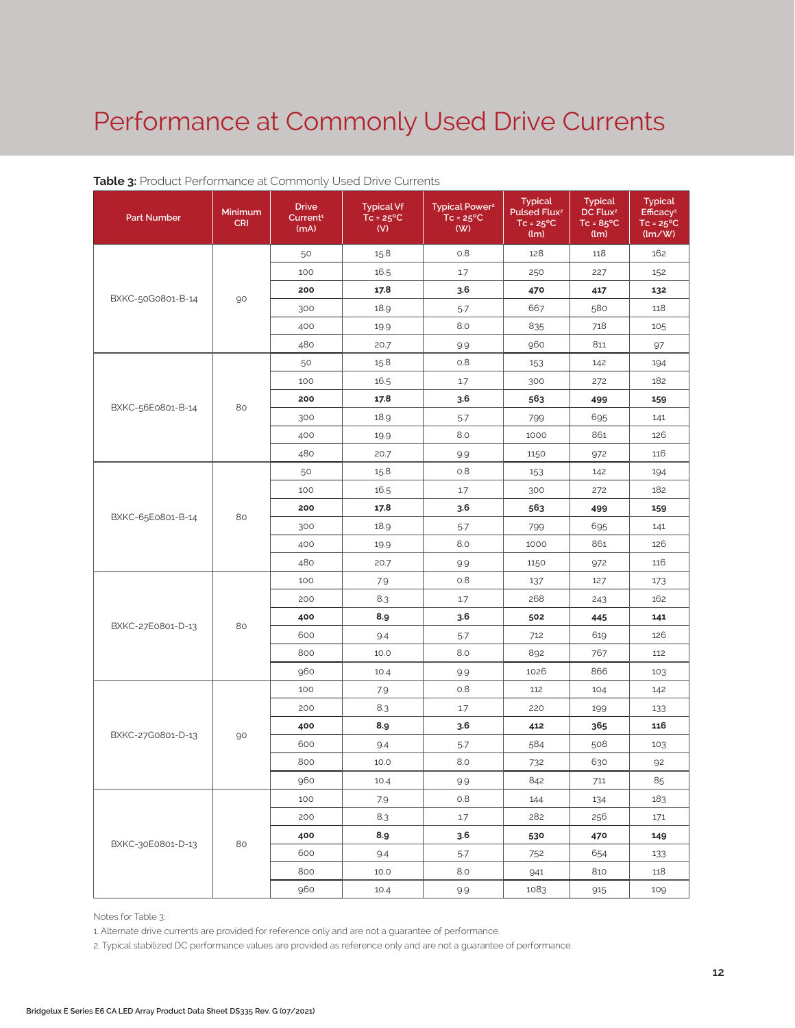# Performance at Commonly Used Drive Currents

**Table 3:** Product Performance at Commonly Used Drive Currents

| Part Number | Minimum CRI | Drive Current[1] (mA) | Typical Vf Tc = 25°C (V) | Typical Power[2] Tc = 25°C (W) | Typical Pulsed Flux[2] Tc = 25°C (lm) | Typical DC Flux[2] Tc = 85°C (lm) | Typical Efficacy[2] Tc = 25°C (lm/W) |
|---|---|---|---|---|---|---|---|
| BXKC-50G0801-B-14 | 90 | 50 | 15.8 | 0.8 | 128 | 118 | 162 |
| | | 100 | 16.5 | 1.7 | 250 | 227 | 152 |
| | | **200** | **17.8** | **3.6** | **470** | **417** | **132** |
| | | 300 | 18.9 | 5.7 | 667 | 580 | 118 |
| | | 400 | 19.9 | 8.0 | 835 | 718 | 105 |
| | | 480 | 20.7 | 9.9 | 960 | 811 | 97 |
| BXKC-56E0801-B-14 | 80 | 50 | 15.8 | 0.8 | 153 | 142 | 194 |
| | | 100 | 16.5 | 1.7 | 300 | 272 | 182 |
| | | **200** | **17.8** | **3.6** | **563** | **499** | **159** |
| | | 300 | 18.9 | 5.7 | 799 | 695 | 141 |
| | | 400 | 19.9 | 8.0 | 1000 | 861 | 126 |
| | | 480 | 20.7 | 9.9 | 1150 | 972 | 116 |
| BXKC-65E0801-B-14 | 80 | 50 | 15.8 | 0.8 | 153 | 142 | 194 |
| | | 100 | 16.5 | 1.7 | 300 | 272 | 182 |
| | | **200** | **17.8** | **3.6** | **563** | **499** | **159** |
| | | 300 | 18.9 | 5.7 | 799 | 695 | 141 |
| | | 400 | 19.9 | 8.0 | 1000 | 861 | 126 |
| | | 480 | 20.7 | 9.9 | 1150 | 972 | 116 |
| BXKC-27E0801-D-13 | 80 | 100 | 7.9 | 0.8 | 137 | 127 | 173 |
| | | 200 | 8.3 | 1.7 | 268 | 243 | 162 |
| | | **400** | **8.9** | **3.6** | **502** | **445** | **141** |
| | | 600 | 9.4 | 5.7 | 712 | 619 | 126 |
| | | 800 | 10.0 | 8.0 | 892 | 767 | 112 |
| | | 960 | 10.4 | 9.9 | 1026 | 866 | 103 |
| BXKC-27G0801-D-13 | 90 | 100 | 7.9 | 0.8 | 112 | 104 | 142 |
| | | 200 | 8.3 | 1.7 | 220 | 199 | 133 |
| | | **400** | **8.9** | **3.6** | **412** | **365** | **116** |
| | | 600 | 9.4 | 5.7 | 584 | 508 | 103 |
| | | 800 | 10.0 | 8.0 | 732 | 630 | 92 |
| | | 960 | 10.4 | 9.9 | 842 | 711 | 85 |
| BXKC-30E0801-D-13 | 80 | 100 | 7.9 | 0.8 | 144 | 134 | 183 |
| | | 200 | 8.3 | 1.7 | 282 | 256 | 171 |
| | | **400** | **8.9** | **3.6** | **530** | **470** | **149** |
| | | 600 | 9.4 | 5.7 | 752 | 654 | 133 |
| | | 800 | 10.0 | 8.0 | 941 | 810 | 118 |
| | | 960 | 10.4 | 9.9 | 1083 | 915 | 109 |

Notes for Table 3:

1. Alternate drive currents are provided for reference only and are not a guarantee of performance.
2. Typical stabilized DC performance values are provided as reference only and are not a guarantee of performance.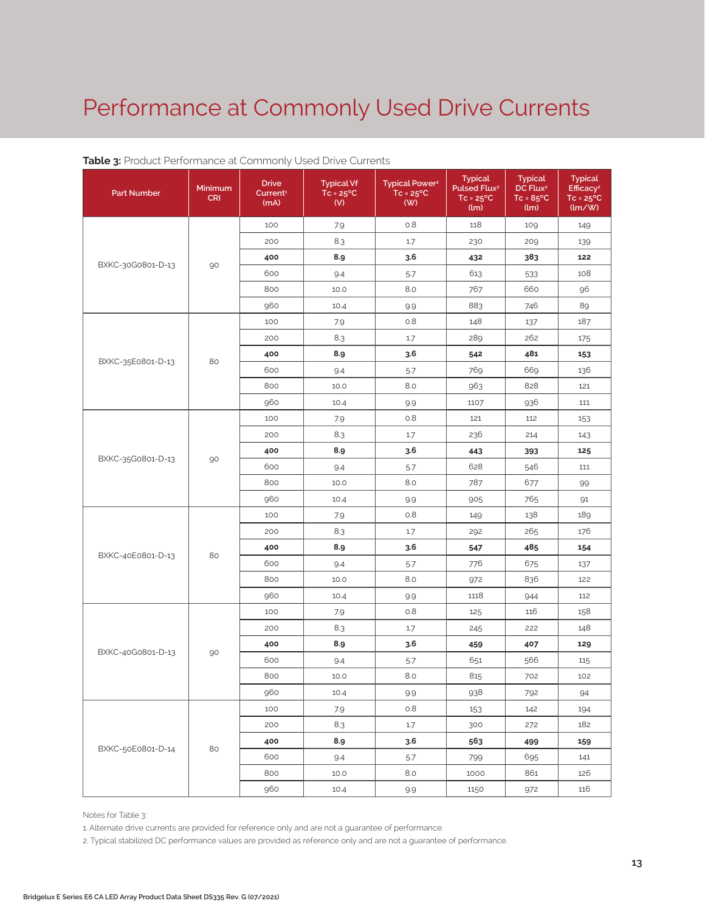# Performance at Commonly Used Drive Currents

**Table 3:** Product Performance at Commonly Used Drive Currents

| Part Number | Minimum CRI | Drive Current[1] (mA) | Typical Vf Tc = 25°C (V) | Typical Power[2] Tc = 25°C (W) | Typical Pulsed Flux[2] Tc = 25°C (lm) | Typical DC Flux[2] Tc = 85°C (lm) | Typical Efficacy[2] Tc = 25°C (lm/W) |
|---|---|---|---|---|---|---|---|
| BXKC-30G0801-D-13 | 90 | 100 | 7.9 | 0.8 | 118 | 109 | 149 |
| | | 200 | 8.3 | 1.7 | 230 | 209 | 139 |
| | | **400** | **8.9** | **3.6** | **432** | **383** | **122** |
| | | 600 | 9.4 | 5.7 | 613 | 533 | 108 |
| | | 800 | 10.0 | 8.0 | 767 | 660 | 96 |
| | | 960 | 10.4 | 9.9 | 883 | 746 | 89 |
| BXKC-35E0801-D-13 | 80 | 100 | 7.9 | 0.8 | 148 | 137 | 187 |
| | | 200 | 8.3 | 1.7 | 289 | 262 | 175 |
| | | **400** | **8.9** | **3.6** | **542** | **481** | **153** |
| | | 600 | 9.4 | 5.7 | 769 | 669 | 136 |
| | | 800 | 10.0 | 8.0 | 963 | 828 | 121 |
| | | 960 | 10.4 | 9.9 | 1107 | 936 | 111 |
| BXKC-35G0801-D-13 | 90 | 100 | 7.9 | 0.8 | 121 | 112 | 153 |
| | | 200 | 8.3 | 1.7 | 236 | 214 | 143 |
| | | **400** | **8.9** | **3.6** | **443** | **393** | **125** |
| | | 600 | 9.4 | 5.7 | 628 | 546 | 111 |
| | | 800 | 10.0 | 8.0 | 787 | 677 | 99 |
| | | 960 | 10.4 | 9.9 | 905 | 765 | 91 |
| BXKC-40E0801-D-13 | 80 | 100 | 7.9 | 0.8 | 149 | 138 | 189 |
| | | 200 | 8.3 | 1.7 | 292 | 265 | 176 |
| | | **400** | **8.9** | **3.6** | **547** | **485** | **154** |
| | | 600 | 9.4 | 5.7 | 776 | 675 | 137 |
| | | 800 | 10.0 | 8.0 | 972 | 836 | 122 |
| | | 960 | 10.4 | 9.9 | 1118 | 944 | 112 |
| BXKC-40G0801-D-13 | 90 | 100 | 7.9 | 0.8 | 125 | 116 | 158 |
| | | 200 | 8.3 | 1.7 | 245 | 222 | 148 |
| | | **400** | **8.9** | **3.6** | **459** | **407** | **129** |
| | | 600 | 9.4 | 5.7 | 651 | 566 | 115 |
| | | 800 | 10.0 | 8.0 | 815 | 702 | 102 |
| | | 960 | 10.4 | 9.9 | 938 | 792 | 94 |
| BXKC-50E0801-D-14 | 80 | 100 | 7.9 | 0.8 | 153 | 142 | 194 |
| | | 200 | 8.3 | 1.7 | 300 | 272 | 182 |
| | | **400** | **8.9** | **3.6** | **563** | **499** | **159** |
| | | 600 | 9.4 | 5.7 | 799 | 695 | 141 |
| | | 800 | 10.0 | 8.0 | 1000 | 861 | 126 |
| | | 960 | 10.4 | 9.9 | 1150 | 972 | 116 |

Notes for Table 3:

1. Alternate drive currents are provided for reference only and are not a guarantee of performance.
2. Typical stabilized DC performance values are provided as reference only and are not a guarantee of performance.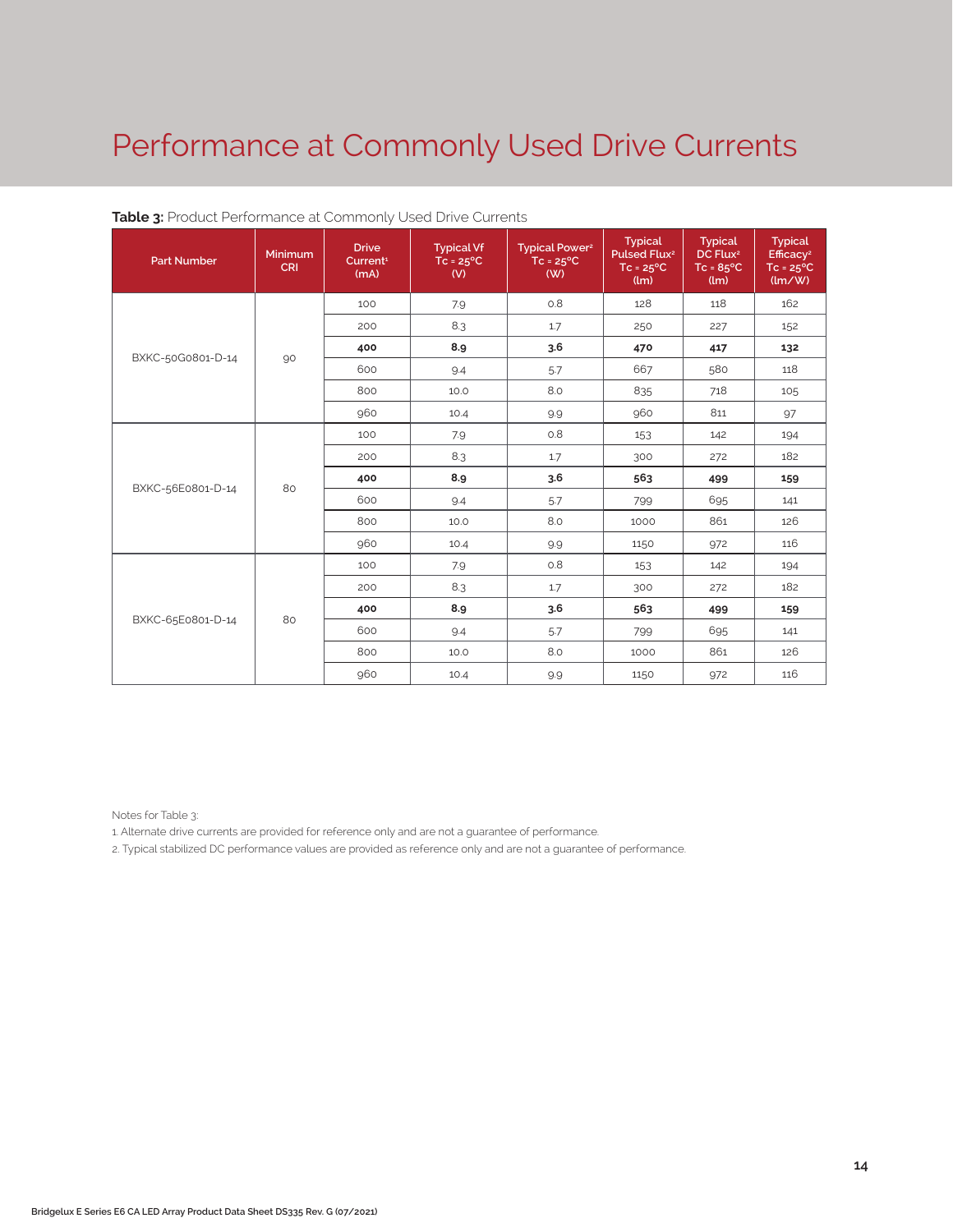# Performance at Commonly Used Drive Currents

**Table 3:** Product Performance at Commonly Used Drive Currents

| Part Number | Minimum CRI | Drive Current[1] (mA) | Typical Vf Tc = 25°C (V) | Typical Power[2] Tc = 25°C (W) | Typical Pulsed Flux[2] Tc = 25°C (lm) | Typical DC Flux[2] Tc = 85°C (lm) | Typical Efficacy[2] Tc = 25°C (lm/W) |
|---|---|---|---|---|---|---|---|
| BXKC-50G0801-D-14 | 90 | 100 | 7.9 | 0.8 | 128 | 118 | 162 |
| | | 200 | 8.3 | 1.7 | 250 | 227 | 152 |
| | | **400** | **8.9** | **3.6** | **470** | **417** | **132** |
| | | 600 | 9.4 | 5.7 | 667 | 580 | 118 |
| | | 800 | 10.0 | 8.0 | 835 | 718 | 105 |
| | | 960 | 10.4 | 9.9 | 960 | 811 | 97 |
| BXKC-56E0801-D-14 | 80 | 100 | 7.9 | 0.8 | 153 | 142 | 194 |
| | | 200 | 8.3 | 1.7 | 300 | 272 | 182 |
| | | **400** | **8.9** | **3.6** | **563** | **499** | **159** |
| | | 600 | 9.4 | 5.7 | 799 | 695 | 141 |
| | | 800 | 10.0 | 8.0 | 1000 | 861 | 126 |
| | | 960 | 10.4 | 9.9 | 1150 | 972 | 116 |
| BXKC-65E0801-D-14 | 80 | 100 | 7.9 | 0.8 | 153 | 142 | 194 |
| | | 200 | 8.3 | 1.7 | 300 | 272 | 182 |
| | | **400** | **8.9** | **3.6** | **563** | **499** | **159** |
| | | 600 | 9.4 | 5.7 | 799 | 695 | 141 |
| | | 800 | 10.0 | 8.0 | 1000 | 861 | 126 |
| | | 960 | 10.4 | 9.9 | 1150 | 972 | 116 |

Notes for Table 3:

1. Alternate drive currents are provided for reference only and are not a guarantee of performance.
2. Typical stabilized DC performance values are provided as reference only and are not a guarantee of performance.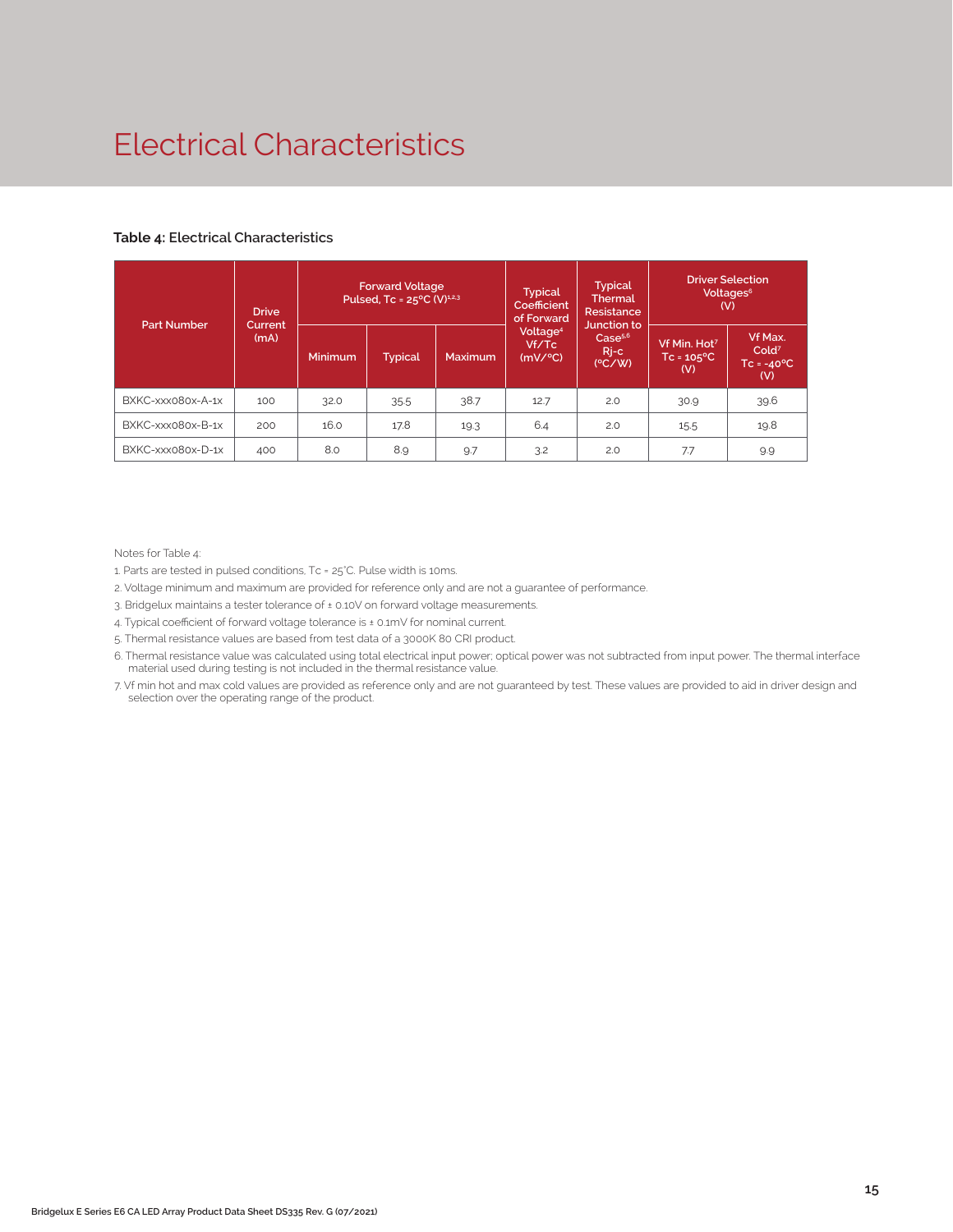# Electrical Characteristics

**Table 4:** Electrical Characteristics

| Part Number | Drive Current (mA) | Forward Voltage Pulsed, Tc = 25°C (V)[1,2,3] | | | Typical Coefficient of Forward Voltage[4] Vf/Tc (mV/°C) | Typical Thermal Resistance Junction to Case[5,6] Rj-c (°C/W) | Driver Selection Voltages[6] (V) | |
|---|---|---|---|---|---|---|---|---|
| | | Minimum | Typical | Maximum | | | Vf Min. Hot[7] Tc = 105°C (V) | Vf Max. Cold[7] Tc = -40°C (V) |
| BXKC-xxx080x-A-1x | 100 | 32.0 | 35.5 | 38.7 | 12.7 | 2.0 | 30.9 | 39.6 |
| BXKC-xxx080x-B-1x | 200 | 16.0 | 17.8 | 19.3 | 6.4 | 2.0 | 15.5 | 19.8 |
| BXKC-xxx080x-D-1x | 400 | 8.0 | 8.9 | 9.7 | 3.2 | 2.0 | 7.7 | 9.9 |

Notes for Table 4:

1. Parts are tested in pulsed conditions, Tc = 25°C. Pulse width is 10ms.
2. Voltage minimum and maximum are provided for reference only and are not a guarantee of performance.
3. Bridgelux maintains a tester tolerance of ± 0.10V on forward voltage measurements.
4. Typical coefficient of forward voltage tolerance is ± 0.1mV for nominal current.
5. Thermal resistance values are based from test data of a 3000K 80 CRI product.
6. Thermal resistance value was calculated using total electrical input power; optical power was not subtracted from input power. The thermal interface material used during testing is not included in the thermal resistance value.
7. Vf min hot and max cold values are provided as reference only and are not guaranteed by test. These values are provided to aid in driver design and selection over the operating range of the product.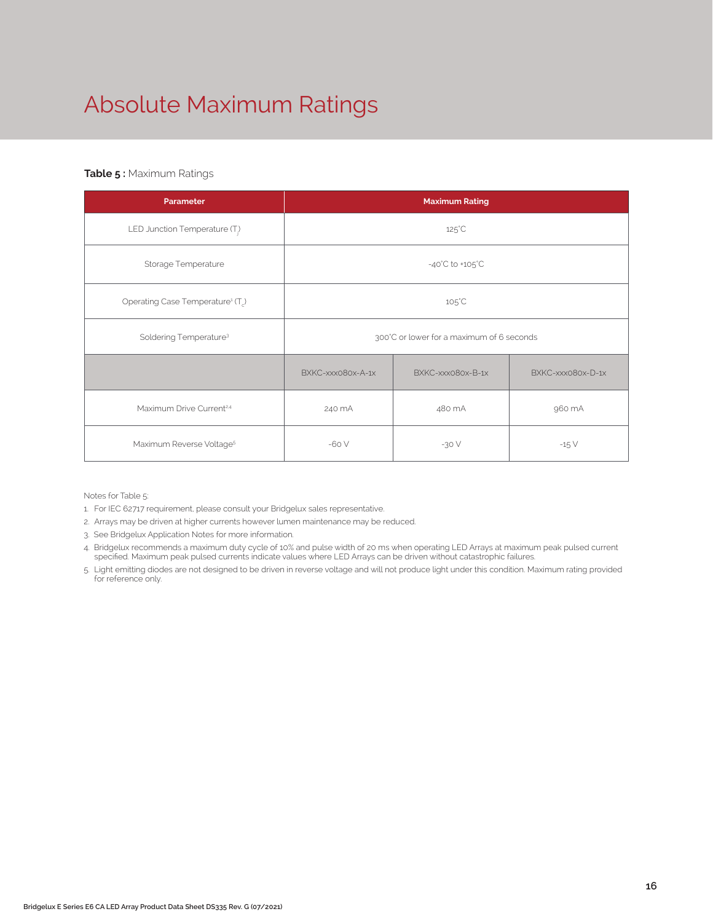# Absolute Maximum Ratings

**Table 5 :** Maximum Ratings

| Parameter | Maximum Rating | | |
|---|---|---|---|
| LED Junction Temperature ($T_j$) | 125°C | | |
| Storage Temperature | -40°C to +105°C | | |
| Operating Case Temperature[1] ($T_c$) | 105°C | | |
| Soldering Temperature[3] | 300°C or lower for a maximum of 6 seconds | | |
| | BXKC-xxx080x-A-1x | BXKC-xxx080x-B-1x | BXKC-xxx080x-D-1x |
| Maximum Drive Current[2,4] | 240 mA | 480 mA | 960 mA |
| Maximum Reverse Voltage[5] | -60 V | -30 V | -15 V |

Notes for Table 5:

1. For IEC 62717 requirement, please consult your Bridgelux sales representative.
2. Arrays may be driven at higher currents however lumen maintenance may be reduced.
3. See Bridgelux Application Notes for more information.
4. Bridgelux recommends a maximum duty cycle of 10% and pulse width of 20 ms when operating LED Arrays at maximum peak pulsed current specified. Maximum peak pulsed currents indicate values where LED Arrays can be driven without catastrophic failures.
5. Light emitting diodes are not designed to be driven in reverse voltage and will not produce light under this condition. Maximum rating provided for reference only.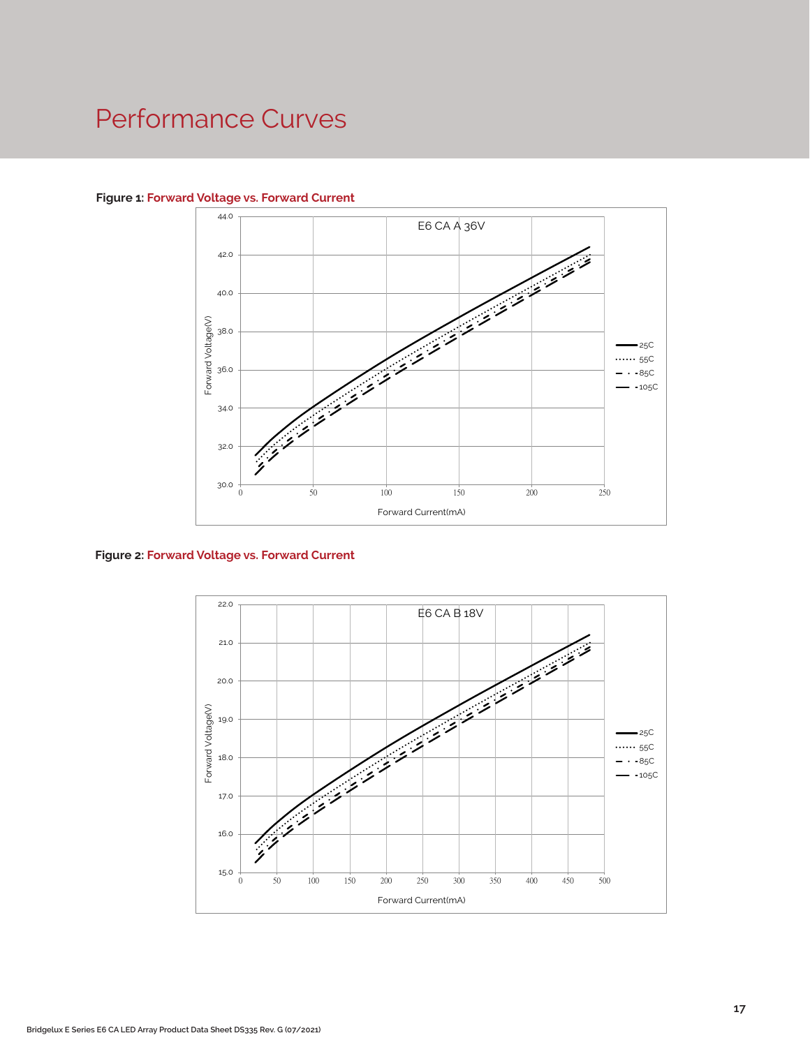# Performance Curves

**Figure 1: Forward Voltage vs. Forward Current**

E6 CA A 36V

Forward Voltage(V)

Forward Current(mA)

25C, 55C, 85C, 105C

**Figure 2: Forward Voltage vs. Forward Current**

E6 CA B 18V

Forward Voltage(V)

Forward Current(mA)

25C, 55C, 85C, 105C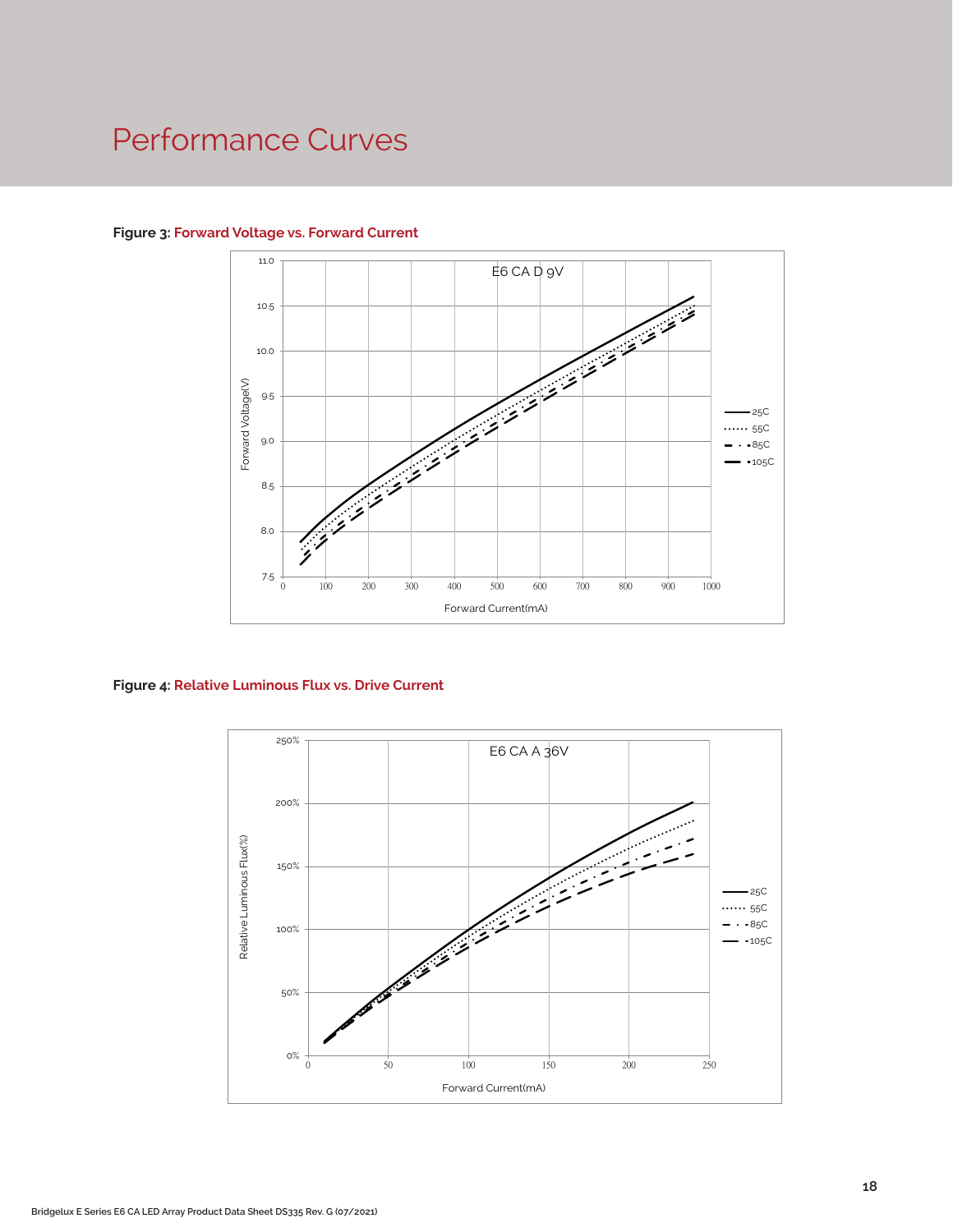# Performance Curves

**Figure 3: Forward Voltage vs. Forward Current**

**Figure 4: Relative Luminous Flux vs. Drive Current**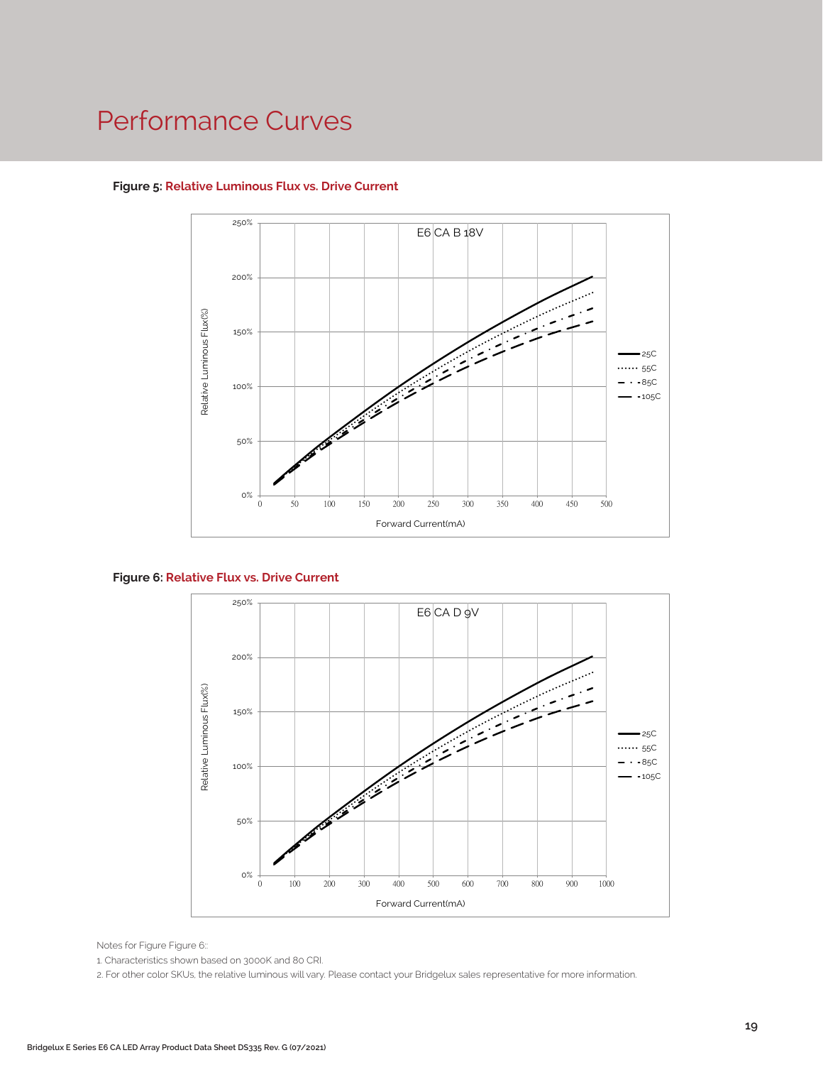# Performance Curves

**Figure 5: Relative Luminous Flux vs. Drive Current**

E6 CA B 18V

Relative Luminous Flux(%) vs. Forward Current(mA)

Legend: 25C, 55C, 85C, 105C

**Figure 6: Relative Flux vs. Drive Current**

E6 CA D 9V

Relative Luminous Flux(%) vs. Forward Current(mA)

Legend: 25C, 55C, 85C, 105C

Notes for Figure Figure 6::

1. Characteristics shown based on 3000K and 80 CRI.
2. For other color SKUs, the relative luminous will vary. Please contact your Bridgelux sales representative for more information.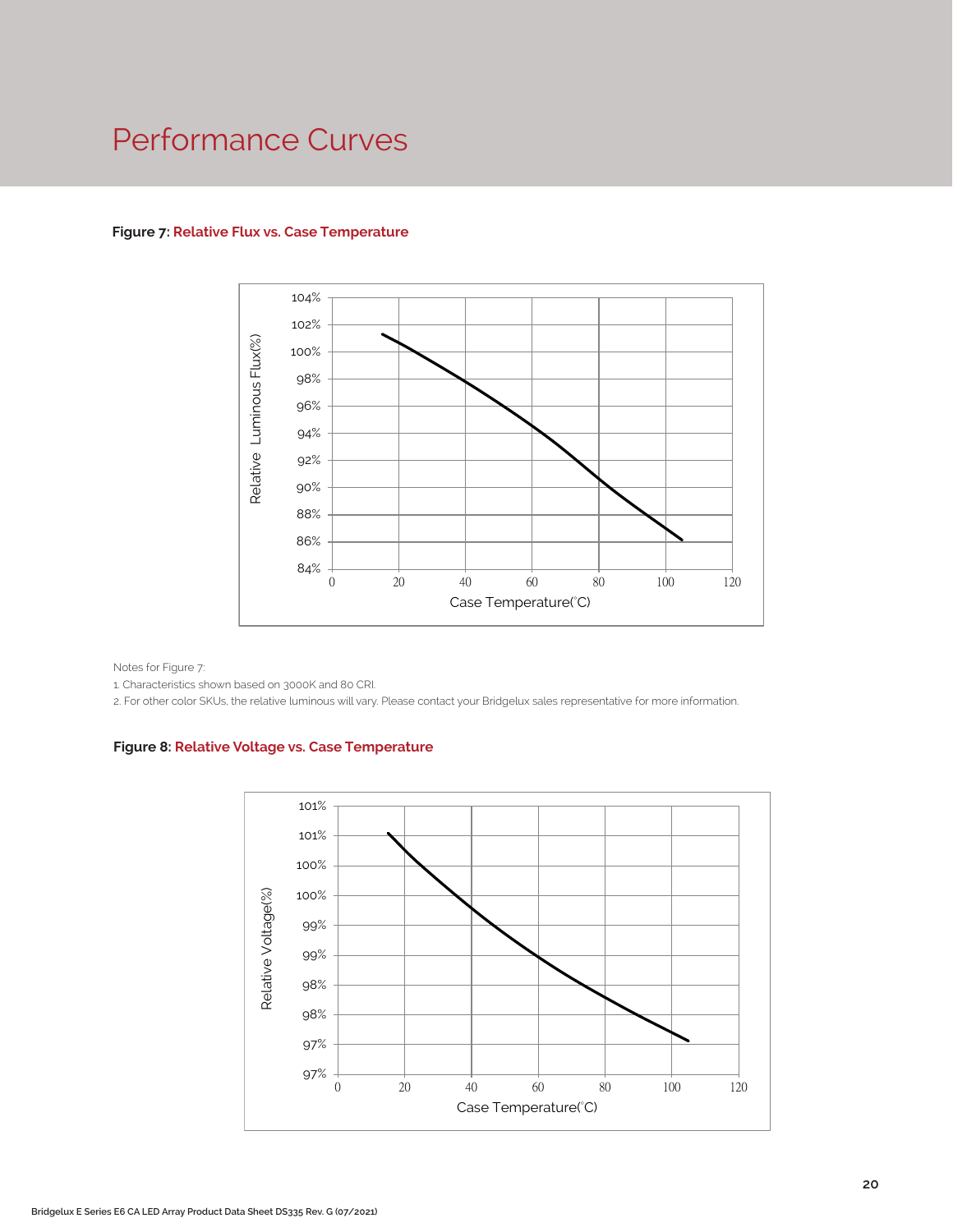# Performance Curves

**Figure 7: Relative Flux vs. Case Temperature**

Notes for Figure 7:

1. Characteristics shown based on 3000K and 80 CRI.
2. For other color SKUs, the relative luminous will vary. Please contact your Bridgelux sales representative for more information.

**Figure 8: Relative Voltage vs. Case Temperature**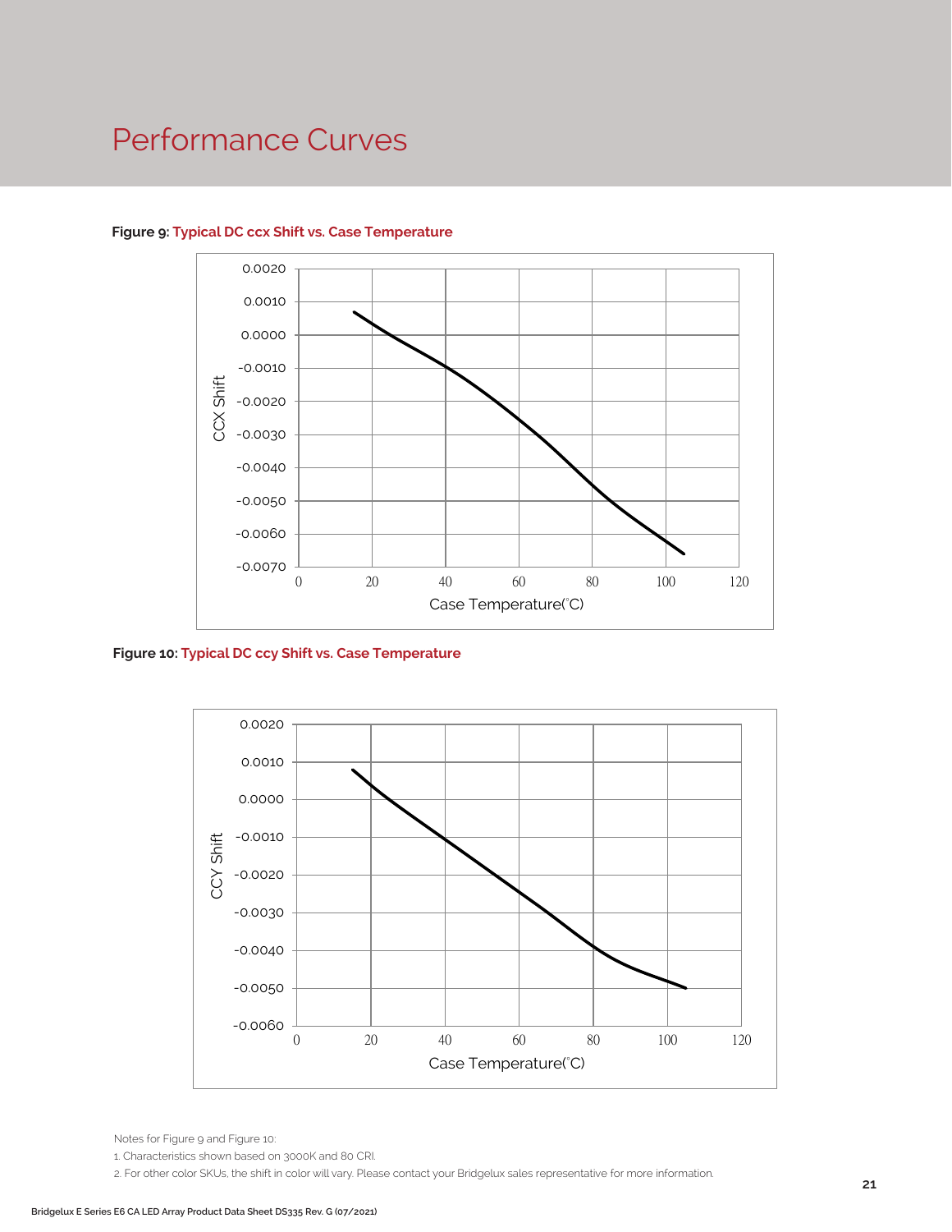# Performance Curves

**Figure 9:** Typical DC ccx Shift vs. Case Temperature

**Figure 10:** Typical DC ccy Shift vs. Case Temperature

Notes for Figure 9 and Figure 10:

1. Characteristics shown based on 3000K and 80 CRI.
2. For other color SKUs, the shift in color will vary. Please contact your Bridgelux sales representative for more information.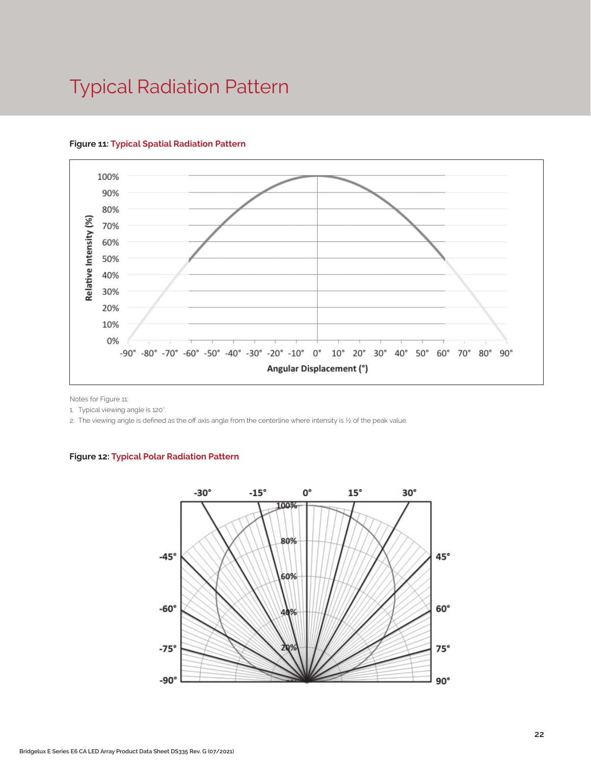# Typical Radiation Pattern

**Figure 11:** **Typical Spatial Radiation Pattern**

Notes for Figure 11:

1. Typical viewing angle is 120°.
2. The viewing angle is defined as the off axis angle from the centerline where intensity is ½ of the peak value.

**Figure 12:** **Typical Polar Radiation Pattern**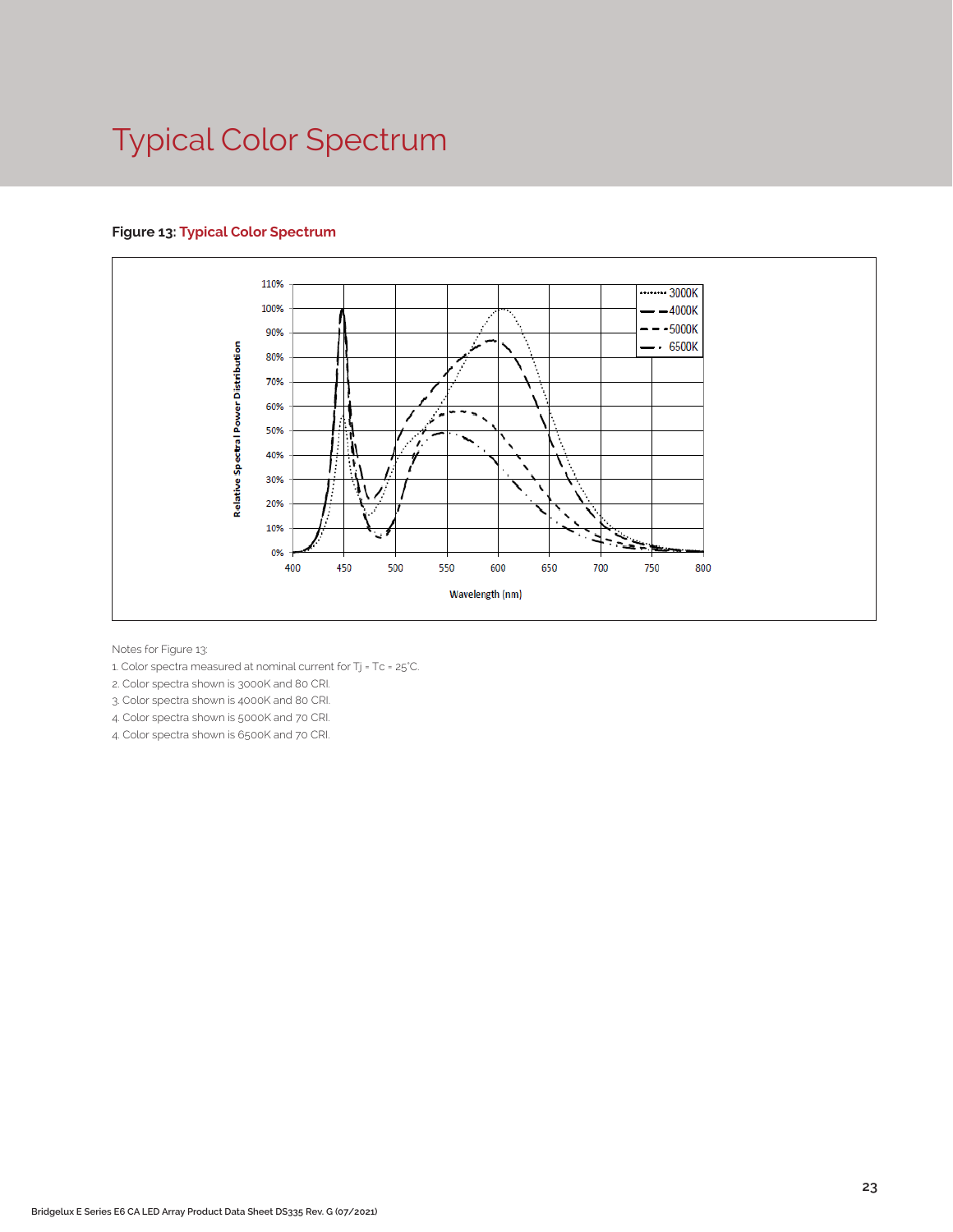# Typical Color Spectrum

**Figure 13:** Typical Color Spectrum

Notes for Figure 13:

1. Color spectra measured at nominal current for Tj = Tc = 25°C.
2. Color spectra shown is 3000K and 80 CRI.
3. Color spectra shown is 4000K and 80 CRI.
4. Color spectra shown is 5000K and 70 CRI.
4. Color spectra shown is 6500K and 70 CRI.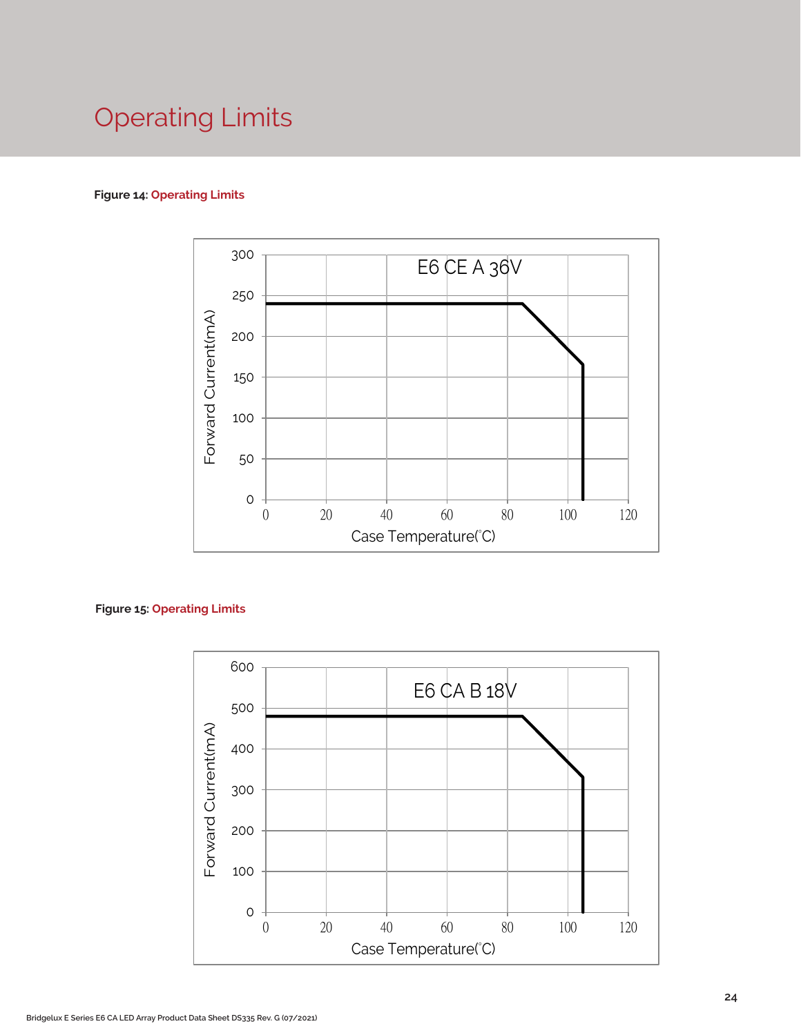# Operating Limits

**Figure 14:** Operating Limits

**Figure 15:** Operating Limits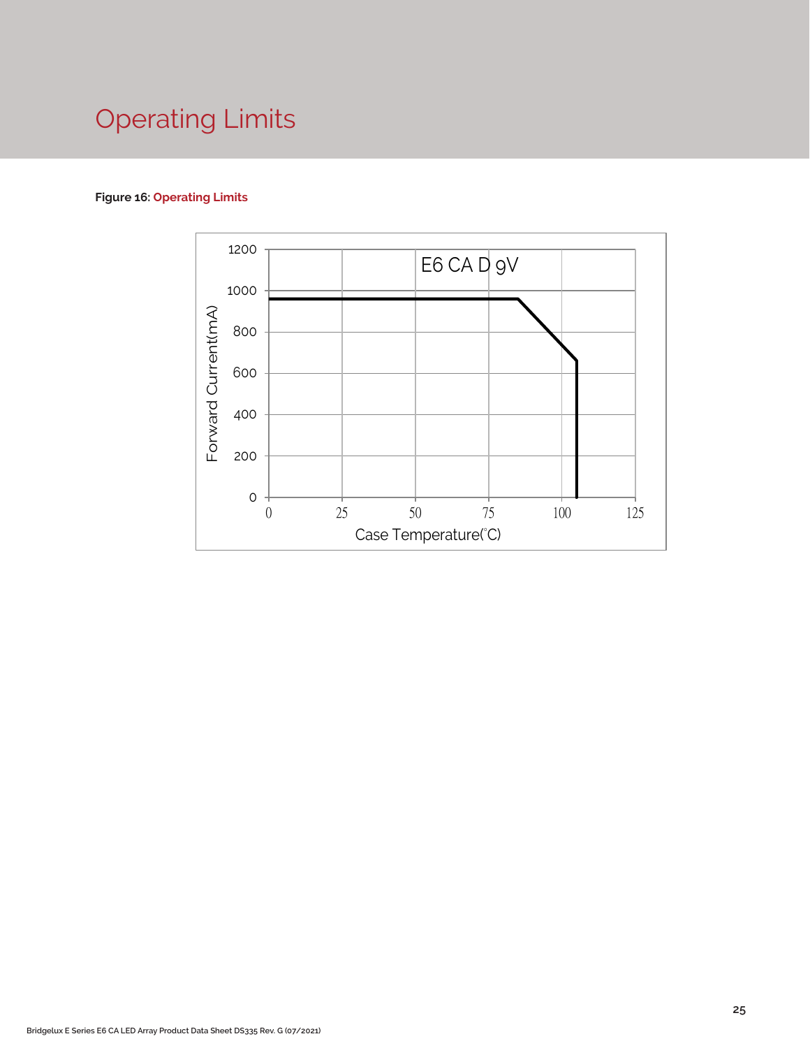# Operating Limits

**Figure 16: Operating Limits**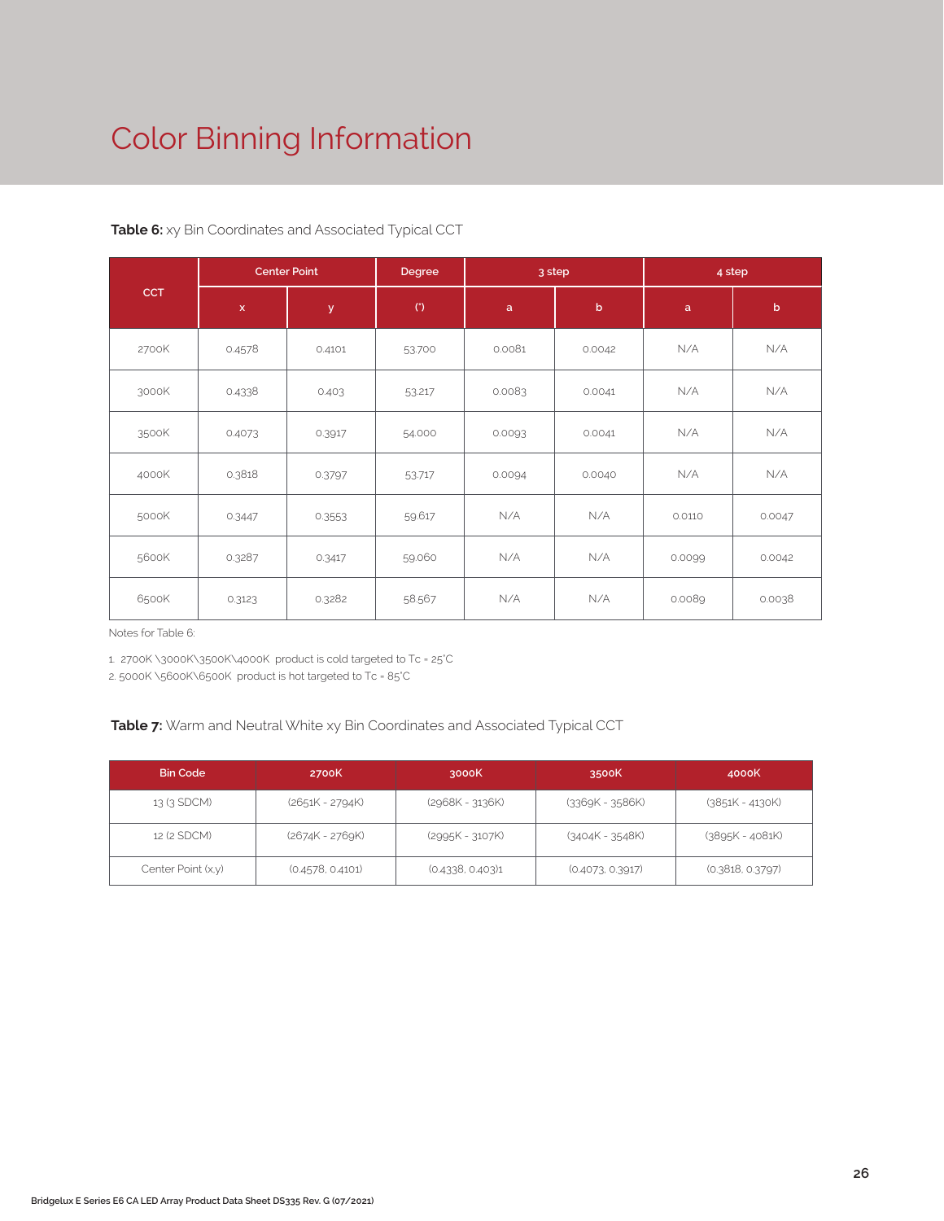# Color Binning Information

**Table 6:** xy Bin Coordinates and Associated Typical CCT

| CCT | Center Point | | Degree | 3 step | | 4 step | |
|---|---|---|---|---|---|---|---|
| | x | y | (°) | a | b | a | b |
| 2700K | 0.4578 | 0.4101 | 53.700 | 0.0081 | 0.0042 | N/A | N/A |
| 3000K | 0.4338 | 0.403 | 53.217 | 0.0083 | 0.0041 | N/A | N/A |
| 3500K | 0.4073 | 0.3917 | 54.000 | 0.0093 | 0.0041 | N/A | N/A |
| 4000K | 0.3818 | 0.3797 | 53.717 | 0.0094 | 0.0040 | N/A | N/A |
| 5000K | 0.3447 | 0.3553 | 59.617 | N/A | N/A | 0.0110 | 0.0047 |
| 5600K | 0.3287 | 0.3417 | 59.060 | N/A | N/A | 0.0099 | 0.0042 |
| 6500K | 0.3123 | 0.3282 | 58.567 | N/A | N/A | 0.0089 | 0.0038 |

Notes for Table 6:

1. 2700K \3000K\3500K\4000K product is cold targeted to Tc = 25°C
2. 5000K \5600K\6500K product is hot targeted to Tc = 85°C

**Table 7:** Warm and Neutral White xy Bin Coordinates and Associated Typical CCT

| Bin Code | 2700K | 3000K | 3500K | 4000K |
|---|---|---|---|---|
| 13 (3 SDCM) | (2651K - 2794K) | (2968K - 3136K) | (3369K - 3586K) | (3851K - 4130K) |
| 12 (2 SDCM) | (2674K - 2769K) | (2995K - 3107K) | (3404K - 3548K) | (3895K - 4081K) |
| Center Point (x,y) | (0.4578, 0.4101) | (0.4338, 0.403)1 | (0.4073, 0.3917) | (0.3818, 0.3797) |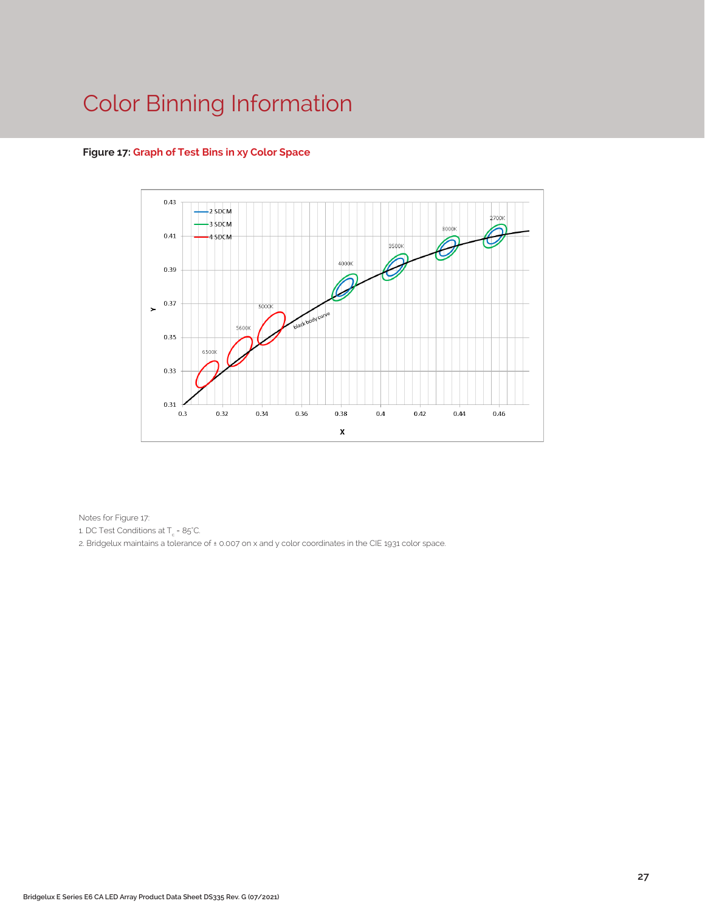# Color Binning Information

**Figure 17: Graph of Test Bins in xy Color Space**

Notes for Figure 17:

1. DC Test Conditions at $T_c$ = 85°C.
2. Bridgelux maintains a tolerance of ± 0.007 on x and y color coordinates in the CIE 1931 color space.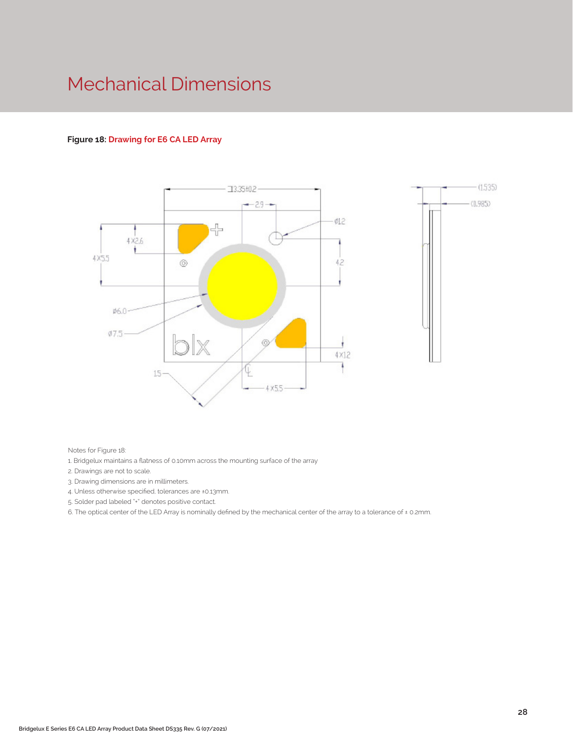# Mechanical Dimensions

**Figure 18: Drawing for E6 CA LED Array**

Notes for Figure 18:

1. Bridgelux maintains a flatness of 0.10mm across the mounting surface of the array
2. Drawings are not to scale.
3. Drawing dimensions are in millimeters.
4. Unless otherwise specified, tolerances are ±0.13mm.
5. Solder pad labeled "+" denotes positive contact.
6. The optical center of the LED Array is nominally defined by the mechanical center of the array to a tolerance of ± 0.2mm.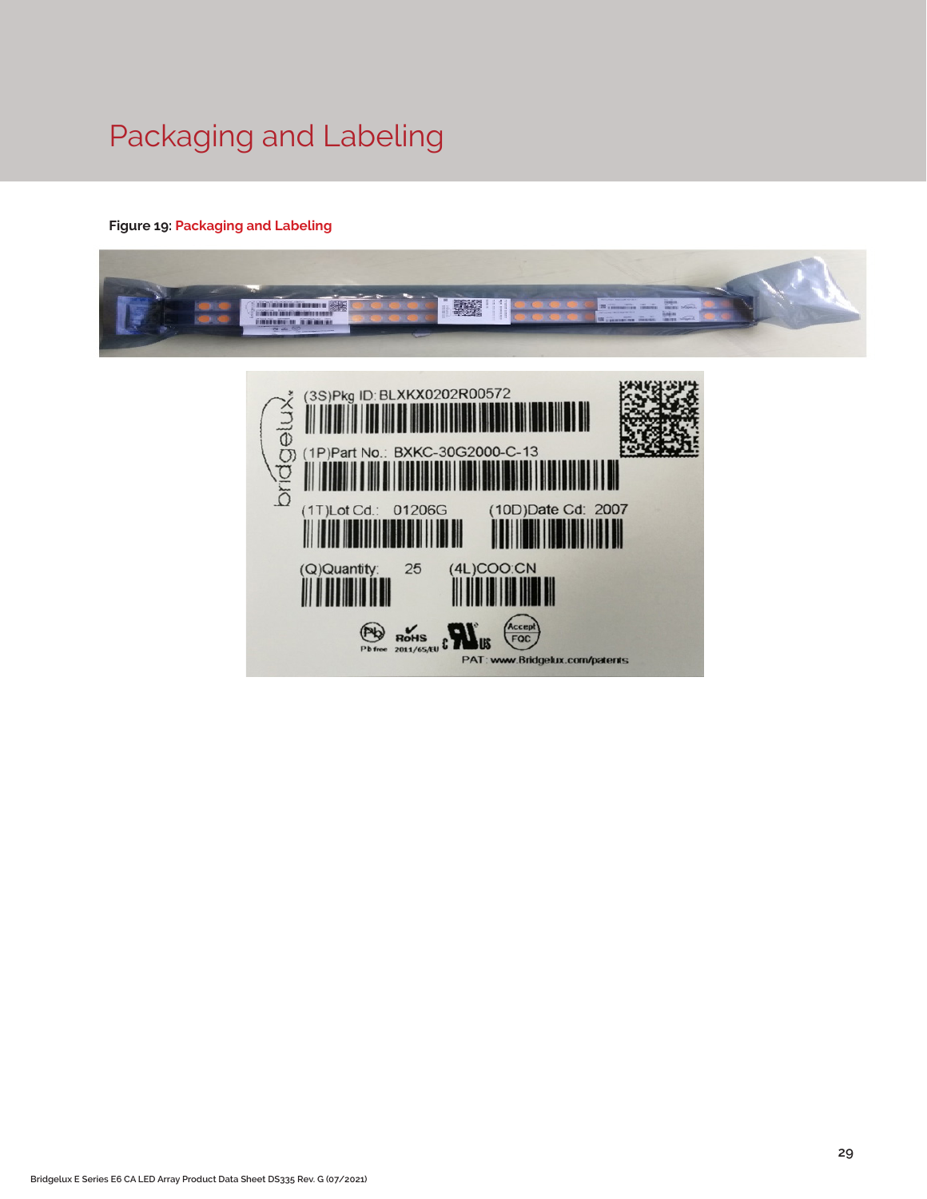# Packaging and Labeling

**Figure 19: Packaging and Labeling**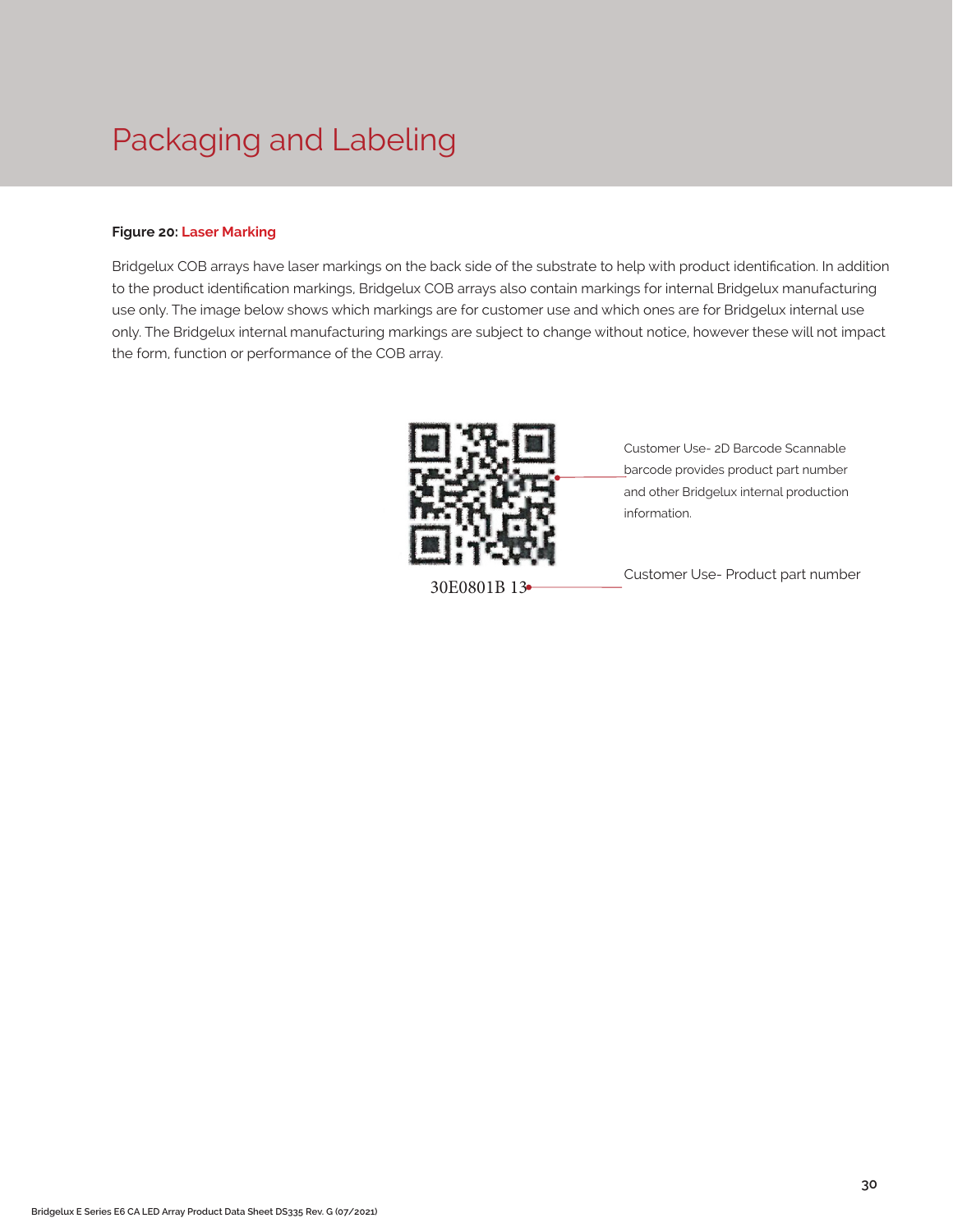# Packaging and Labeling

**Figure 20: Laser Marking**

Bridgelux COB arrays have laser markings on the back side of the substrate to help with product identification. In addition to the product identification markings, Bridgelux COB arrays also contain markings for internal Bridgelux manufacturing use only. The image below shows which markings are for customer use and which ones are for Bridgelux internal use only. The Bridgelux internal manufacturing markings are subject to change without notice, however these will not impact the form, function or performance of the COB array.

30E0801B 13

Customer Use- 2D Barcode Scannable barcode provides product part number and other Bridgelux internal production information.

Customer Use- Product part number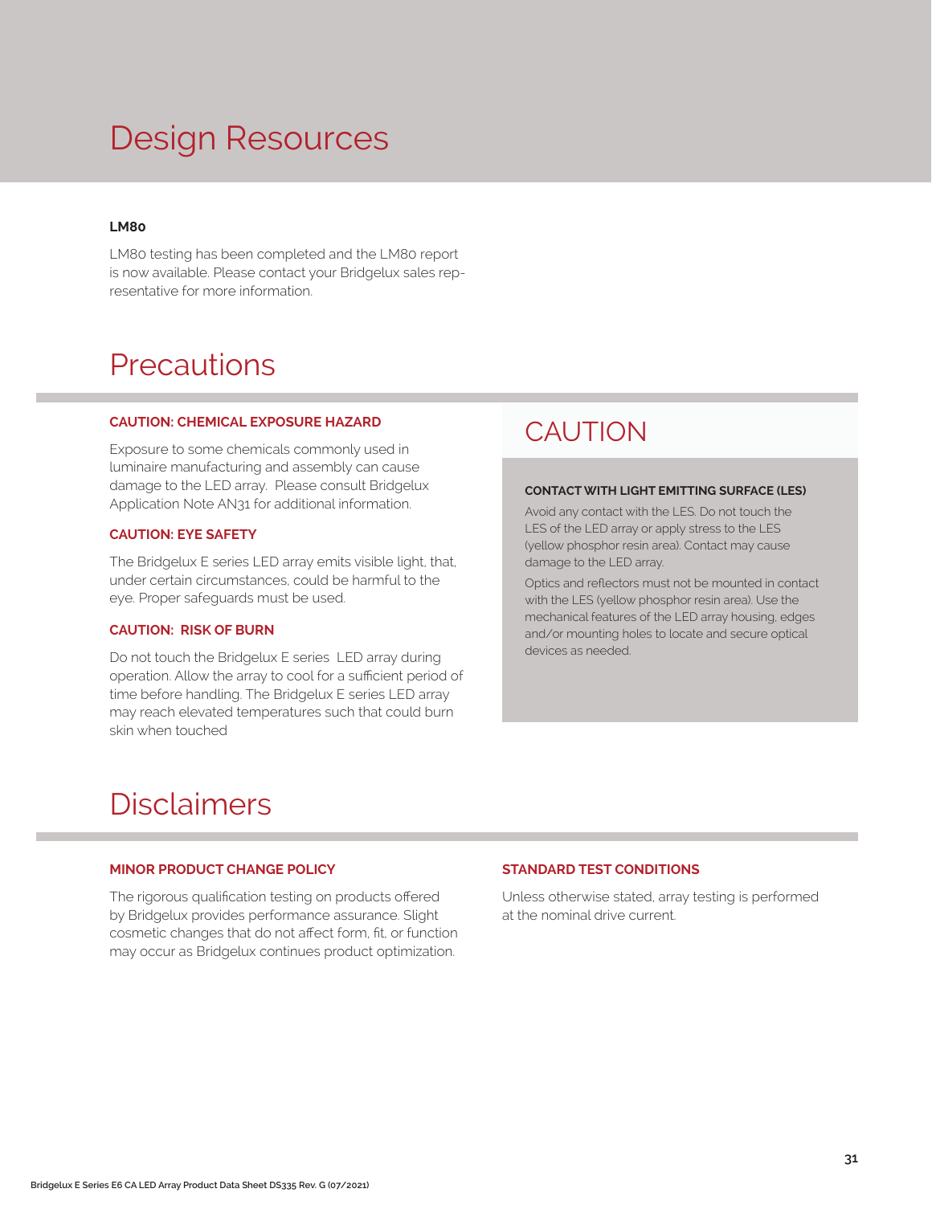# Design Resources

**LM80**

LM80 testing has been completed and the LM80 report is now available. Please contact your Bridgelux sales representative for more information.

# Precautions

### CAUTION: CHEMICAL EXPOSURE HAZARD

Exposure to some chemicals commonly used in luminaire manufacturing and assembly can cause damage to the LED array. Please consult Bridgelux Application Note AN31 for additional information.

### CAUTION: EYE SAFETY

The Bridgelux E series LED array emits visible light, that, under certain circumstances, could be harmful to the eye. Proper safeguards must be used.

### CAUTION: RISK OF BURN

Do not touch the Bridgelux E series LED array during operation. Allow the array to cool for a sufficient period of time before handling. The Bridgelux E series LED array may reach elevated temperatures such that could burn skin when touched

## CAUTION

**CONTACT WITH LIGHT EMITTING SURFACE (LES)**

Avoid any contact with the LES. Do not touch the LES of the LED array or apply stress to the LES (yellow phosphor resin area). Contact may cause damage to the LED array.

Optics and reflectors must not be mounted in contact with the LES (yellow phosphor resin area). Use the mechanical features of the LED array housing, edges and/or mounting holes to locate and secure optical devices as needed.

# Disclaimers

### MINOR PRODUCT CHANGE POLICY

The rigorous qualification testing on products offered by Bridgelux provides performance assurance. Slight cosmetic changes that do not affect form, fit, or function may occur as Bridgelux continues product optimization.

### STANDARD TEST CONDITIONS

Unless otherwise stated, array testing is performed at the nominal drive current.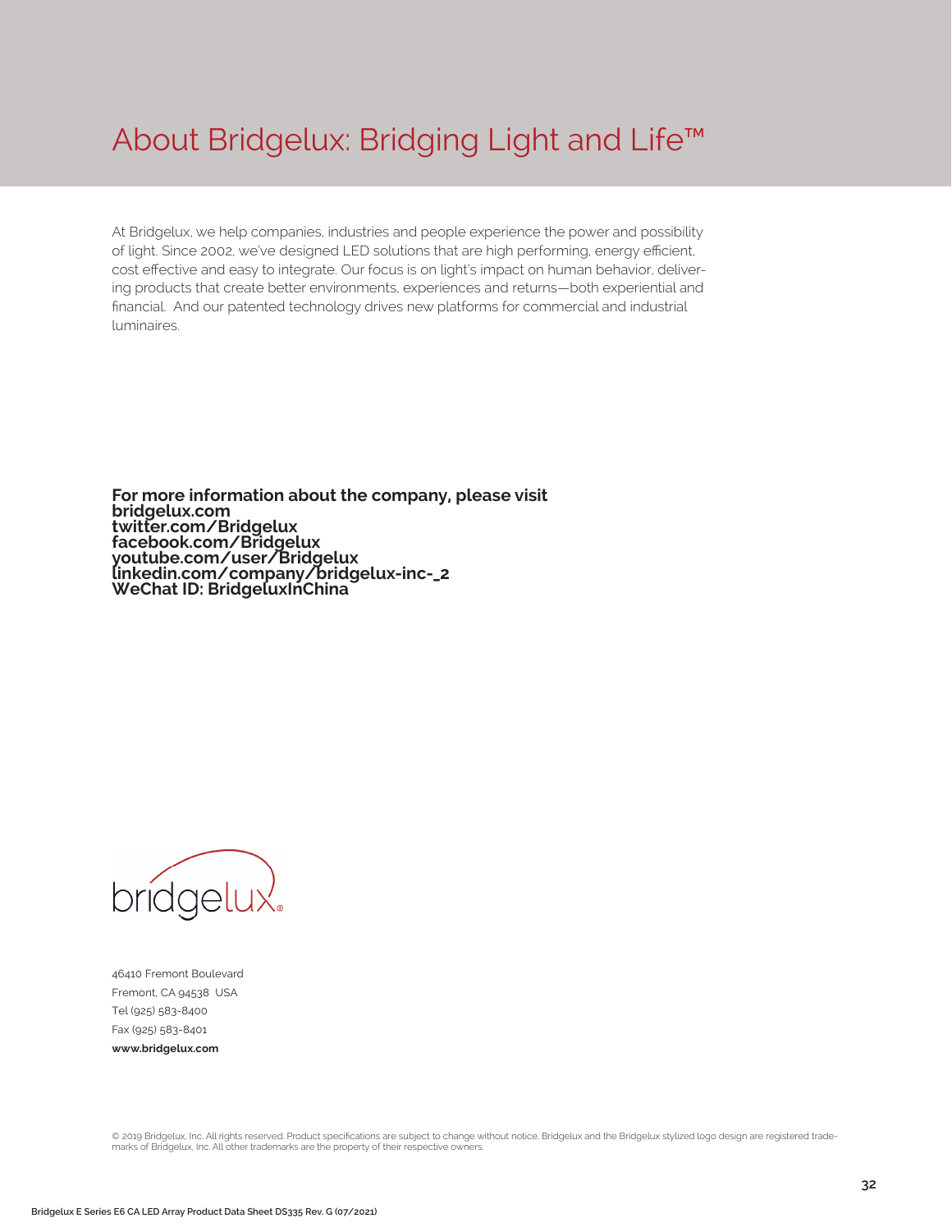# About Bridgelux: Bridging Light and Life™

At Bridgelux, we help companies, industries and people experience the power and possibility of light. Since 2002, we've designed LED solutions that are high performing, energy efficient, cost effective and easy to integrate. Our focus is on light's impact on human behavior, delivering products that create better environments, experiences and returns—both experiential and financial. And our patented technology drives new platforms for commercial and industrial luminaires.

**For more information about the company, please visit**
**bridgelux.com**
**twitter.com/Bridgelux**
**facebook.com/Bridgelux**
**youtube.com/user/Bridgelux**
**linkedin.com/company/bridgelux-inc-_2**
**WeChat ID: BridgeluxInChina**

bridgelux®

46410 Fremont Boulevard
Fremont, CA 94538 USA
Tel (925) 583-8400
Fax (925) 583-8401
**www.bridgelux.com**

© 2019 Bridgelux, Inc. All rights reserved. Product specifications are subject to change without notice. Bridgelux and the Bridgelux stylized logo design are registered trademarks of Bridgelux, Inc. All other trademarks are the property of their respective owners.